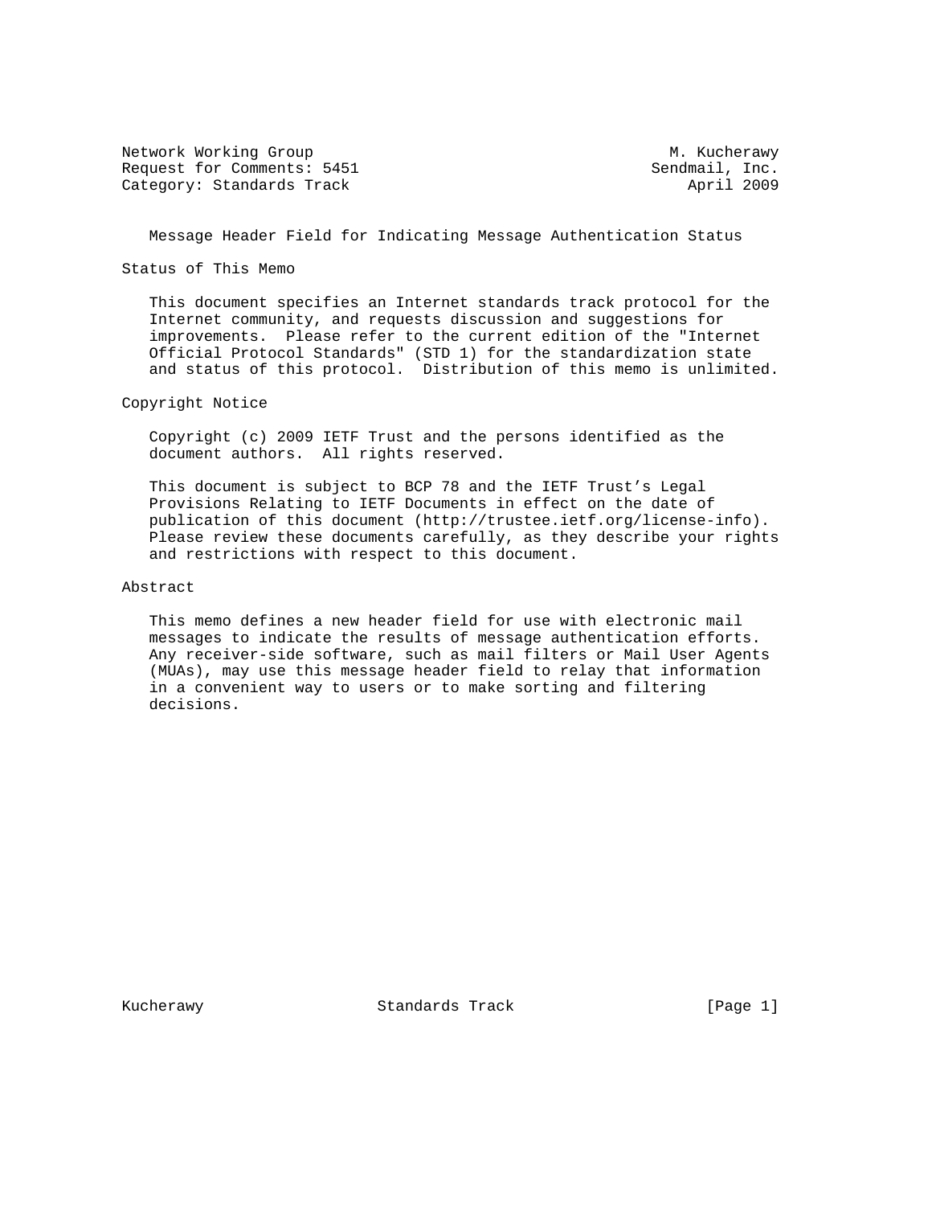Network Working Group                                       M. Kucherawy
Request for Comments: 5451                                Sendmail, Inc.
Category: Standards Track                                     April 2009

# Message Header Field for Indicating Message Authentication Status

## Status of This Memo

This document specifies an Internet standards track protocol for the Internet community, and requests discussion and suggestions for improvements. Please refer to the current edition of the "Internet Official Protocol Standards" (STD 1) for the standardization state and status of this protocol. Distribution of this memo is unlimited.

## Copyright Notice

Copyright (c) 2009 IETF Trust and the persons identified as the document authors. All rights reserved.

This document is subject to BCP 78 and the IETF Trust's Legal Provisions Relating to IETF Documents in effect on the date of publication of this document (http://trustee.ietf.org/license-info). Please review these documents carefully, as they describe your rights and restrictions with respect to this document.

## Abstract

This memo defines a new header field for use with electronic mail messages to indicate the results of message authentication efforts. Any receiver-side software, such as mail filters or Mail User Agents (MUAs), may use this message header field to relay that information in a convenient way to users or to make sorting and filtering decisions.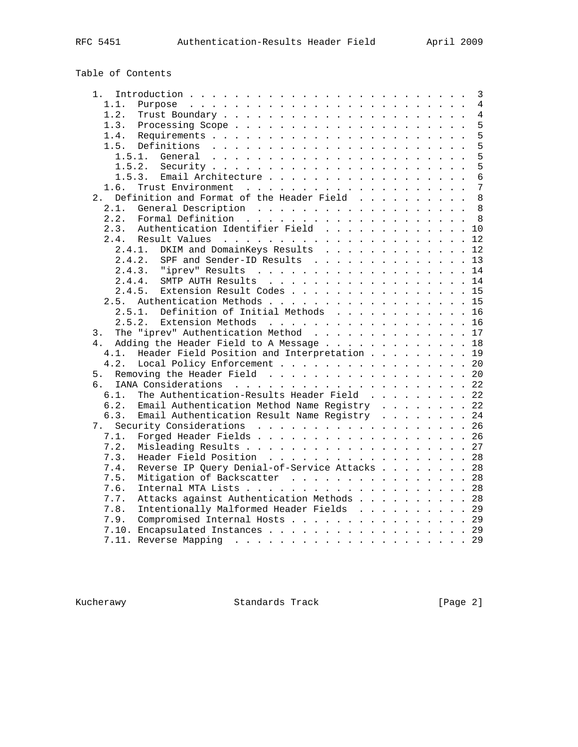Table of Contents

```
   1.  Introduction . . . . . . . . . . . . . . . . . . . . . . . . .  3
     1.1.  Purpose  . . . . . . . . . . . . . . . . . . . . . . . . .  4
     1.2.  Trust Boundary . . . . . . . . . . . . . . . . . . . . . .  4
     1.3.  Processing Scope . . . . . . . . . . . . . . . . . . . . .  5
     1.4.  Requirements . . . . . . . . . . . . . . . . . . . . . . .  5
     1.5.  Definitions  . . . . . . . . . . . . . . . . . . . . . . .  5
       1.5.1.  General  . . . . . . . . . . . . . . . . . . . . . . .  5
       1.5.2.  Security . . . . . . . . . . . . . . . . . . . . . . .  5
       1.5.3.  Email Architecture . . . . . . . . . . . . . . . . . .  6
     1.6.  Trust Environment  . . . . . . . . . . . . . . . . . . . .  7
   2.  Definition and Format of the Header Field  . . . . . . . . . .  8
     2.1.  General Description  . . . . . . . . . . . . . . . . . . .  8
     2.2.  Formal Definition  . . . . . . . . . . . . . . . . . . . .  8
     2.3.  Authentication Identifier Field  . . . . . . . . . . . . . 10
     2.4.  Result Values  . . . . . . . . . . . . . . . . . . . . . . 12
       2.4.1.  DKIM and DomainKeys Results  . . . . . . . . . . . . . 12
       2.4.2.  SPF and Sender-ID Results  . . . . . . . . . . . . . . 13
       2.4.3.  "iprev" Results  . . . . . . . . . . . . . . . . . . . 14
       2.4.4.  SMTP AUTH Results  . . . . . . . . . . . . . . . . . . 14
       2.4.5.  Extension Result Codes . . . . . . . . . . . . . . . . 15
     2.5.  Authentication Methods . . . . . . . . . . . . . . . . . . 15
       2.5.1.  Definition of Initial Methods  . . . . . . . . . . . . 16
       2.5.2.  Extension Methods  . . . . . . . . . . . . . . . . . . 16
   3.  The "iprev" Authentication Method  . . . . . . . . . . . . . . 17
   4.  Adding the Header Field to A Message . . . . . . . . . . . . . 18
     4.1.  Header Field Position and Interpretation . . . . . . . . . 19
     4.2.  Local Policy Enforcement . . . . . . . . . . . . . . . . . 20
   5.  Removing the Header Field  . . . . . . . . . . . . . . . . . . 20
   6.  IANA Considerations  . . . . . . . . . . . . . . . . . . . . . 22
     6.1.  The Authentication-Results Header Field  . . . . . . . . . 22
     6.2.  Email Authentication Method Name Registry  . . . . . . . . 22
     6.3.  Email Authentication Result Name Registry  . . . . . . . . 24
   7.  Security Considerations  . . . . . . . . . . . . . . . . . . . 26
     7.1.  Forged Header Fields . . . . . . . . . . . . . . . . . . . 26
     7.2.  Misleading Results . . . . . . . . . . . . . . . . . . . . 27
     7.3.  Header Field Position  . . . . . . . . . . . . . . . . . . 28
     7.4.  Reverse IP Query Denial-of-Service Attacks . . . . . . . . 28
     7.5.  Mitigation of Backscatter  . . . . . . . . . . . . . . . . 28
     7.6.  Internal MTA Lists . . . . . . . . . . . . . . . . . . . . 28
     7.7.  Attacks against Authentication Methods . . . . . . . . . . 28
     7.8.  Intentionally Malformed Header Fields  . . . . . . . . . . 29
     7.9.  Compromised Internal Hosts . . . . . . . . . . . . . . . . 29
     7.10. Encapsulated Instances . . . . . . . . . . . . . . . . . . 29
     7.11. Reverse Mapping  . . . . . . . . . . . . . . . . . . . . . 29
```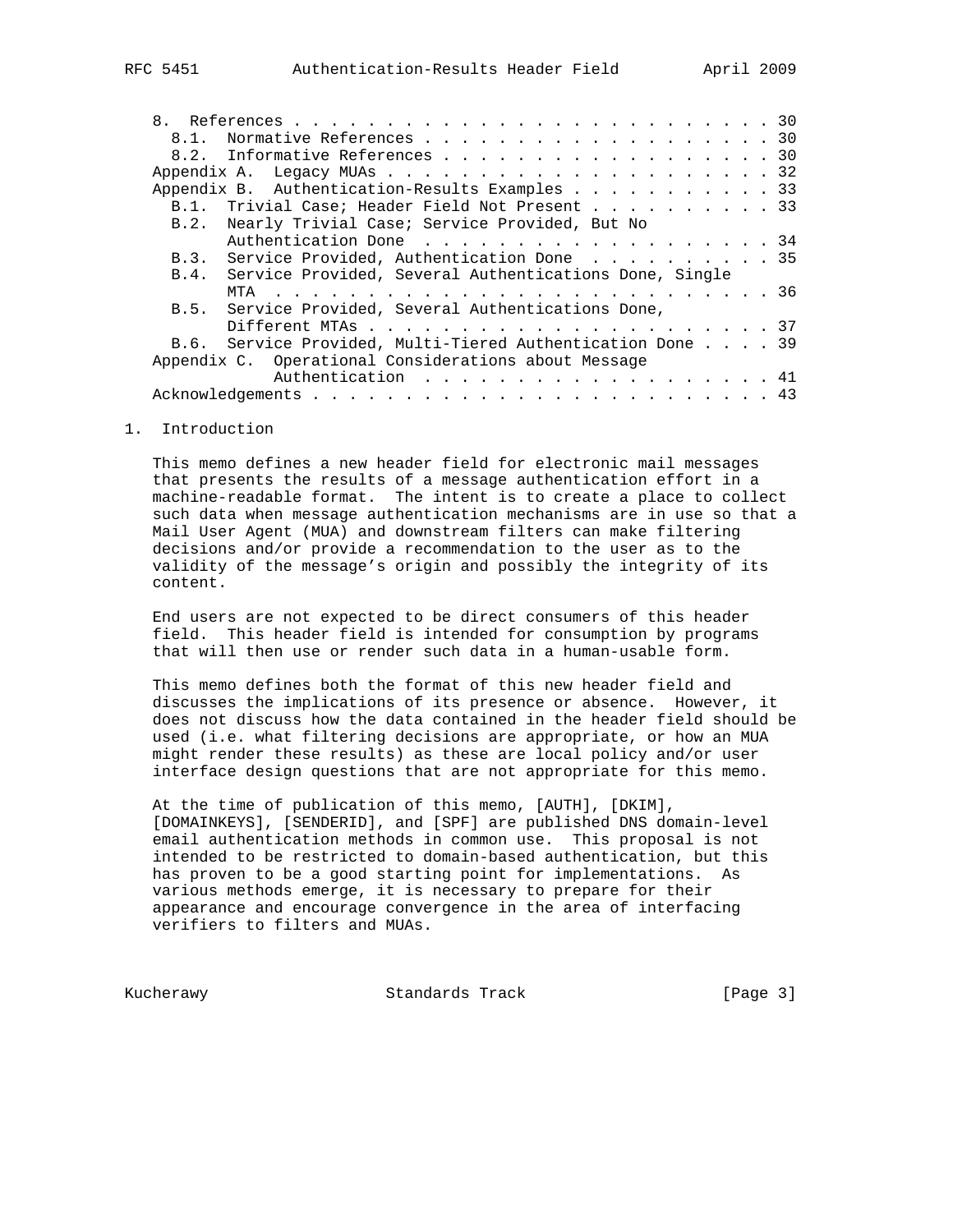8. References . . . . . . . . . . . . . . . . . . . . . . . . . . 30
   8.1. Normative References . . . . . . . . . . . . . . . . . . . 30
   8.2. Informative References . . . . . . . . . . . . . . . . . . 30
Appendix A. Legacy MUAs . . . . . . . . . . . . . . . . . . . . . . 32
Appendix B. Authentication-Results Examples . . . . . . . . . . . 33
   B.1. Trivial Case; Header Field Not Present . . . . . . . . . . 33
   B.2. Nearly Trivial Case; Service Provided, But No Authentication Done . . . . . . . . . . . . . . . . . . . 34
   B.3. Service Provided, Authentication Done . . . . . . . . . . 35
   B.4. Service Provided, Several Authentications Done, Single MTA . . . . . . . . . . . . . . . . . . . . . . . . . . . 36
   B.5. Service Provided, Several Authentications Done, Different MTAs . . . . . . . . . . . . . . . . . . . . . . 37
   B.6. Service Provided, Multi-Tiered Authentication Done . . . . 39
Appendix C. Operational Considerations about Message Authentication . . . . . . . . . . . . . . . . . . . 41
Acknowledgements . . . . . . . . . . . . . . . . . . . . . . . . . 43

# 1. Introduction

This memo defines a new header field for electronic mail messages that presents the results of a message authentication effort in a machine-readable format. The intent is to create a place to collect such data when message authentication mechanisms are in use so that a Mail User Agent (MUA) and downstream filters can make filtering decisions and/or provide a recommendation to the user as to the validity of the message's origin and possibly the integrity of its content.

End users are not expected to be direct consumers of this header field. This header field is intended for consumption by programs that will then use or render such data in a human-usable form.

This memo defines both the format of this new header field and discusses the implications of its presence or absence. However, it does not discuss how the data contained in the header field should be used (i.e. what filtering decisions are appropriate, or how an MUA might render these results) as these are local policy and/or user interface design questions that are not appropriate for this memo.

At the time of publication of this memo, [AUTH], [DKIM], [DOMAINKEYS], [SENDERID], and [SPF] are published DNS domain-level email authentication methods in common use. This proposal is not intended to be restricted to domain-based authentication, but this has proven to be a good starting point for implementations. As various methods emerge, it is necessary to prepare for their appearance and encourage convergence in the area of interfacing verifiers to filters and MUAs.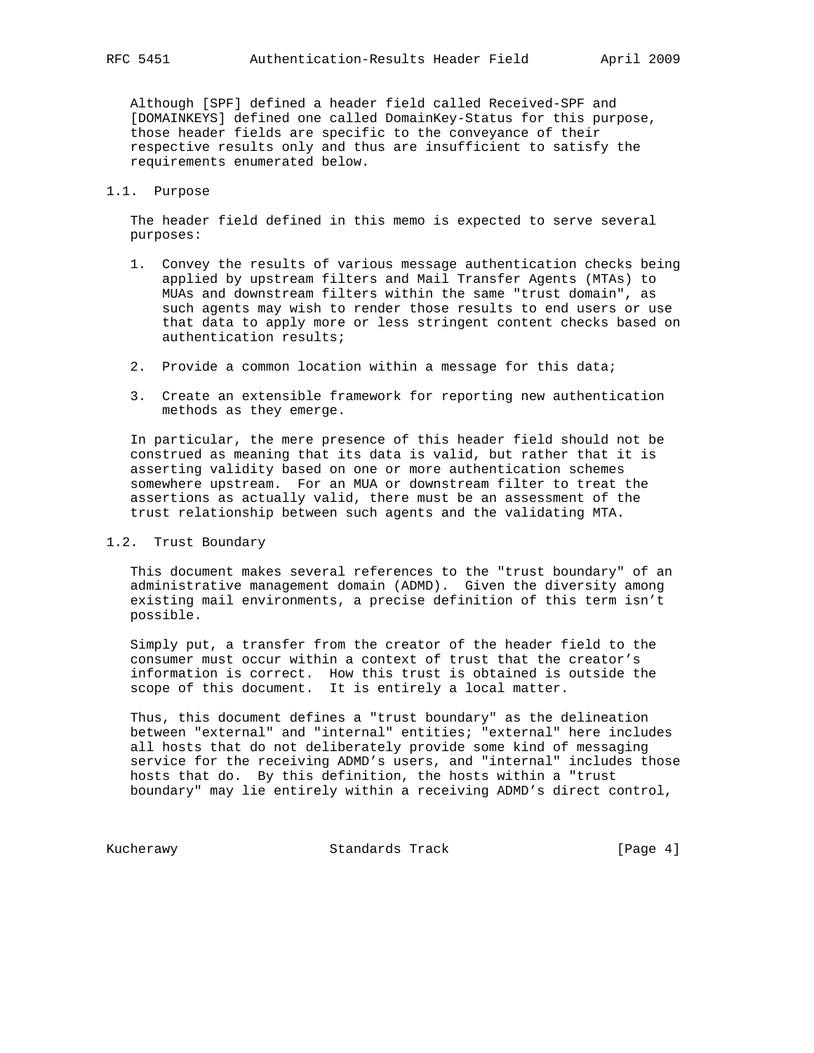Although [SPF] defined a header field called Received-SPF and [DOMAINKEYS] defined one called DomainKey-Status for this purpose, those header fields are specific to the conveyance of their respective results only and thus are insufficient to satisfy the requirements enumerated below.

### 1.1. Purpose

The header field defined in this memo is expected to serve several purposes:

1. Convey the results of various message authentication checks being applied by upstream filters and Mail Transfer Agents (MTAs) to MUAs and downstream filters within the same "trust domain", as such agents may wish to render those results to end users or use that data to apply more or less stringent content checks based on authentication results;

2. Provide a common location within a message for this data;

3. Create an extensible framework for reporting new authentication methods as they emerge.

In particular, the mere presence of this header field should not be construed as meaning that its data is valid, but rather that it is asserting validity based on one or more authentication schemes somewhere upstream. For an MUA or downstream filter to treat the assertions as actually valid, there must be an assessment of the trust relationship between such agents and the validating MTA.

### 1.2. Trust Boundary

This document makes several references to the "trust boundary" of an administrative management domain (ADMD). Given the diversity among existing mail environments, a precise definition of this term isn't possible.

Simply put, a transfer from the creator of the header field to the consumer must occur within a context of trust that the creator's information is correct. How this trust is obtained is outside the scope of this document. It is entirely a local matter.

Thus, this document defines a "trust boundary" as the delineation between "external" and "internal" entities; "external" here includes all hosts that do not deliberately provide some kind of messaging service for the receiving ADMD's users, and "internal" includes those hosts that do. By this definition, the hosts within a "trust boundary" may lie entirely within a receiving ADMD's direct control,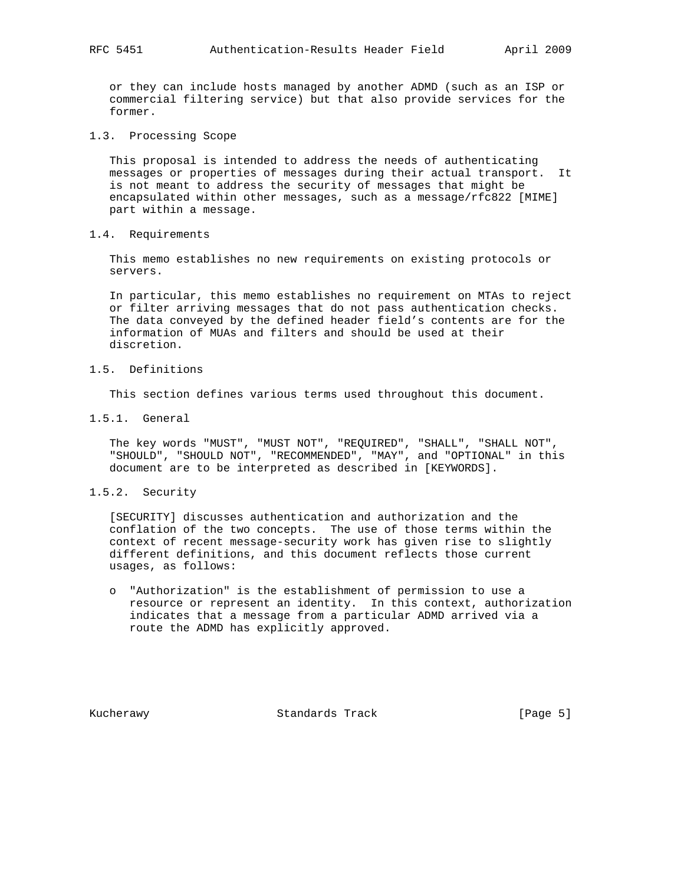or they can include hosts managed by another ADMD (such as an ISP or commercial filtering service) but that also provide services for the former.

## 1.3. Processing Scope

This proposal is intended to address the needs of authenticating messages or properties of messages during their actual transport. It is not meant to address the security of messages that might be encapsulated within other messages, such as a message/rfc822 [MIME] part within a message.

## 1.4. Requirements

This memo establishes no new requirements on existing protocols or servers.

In particular, this memo establishes no requirement on MTAs to reject or filter arriving messages that do not pass authentication checks. The data conveyed by the defined header field's contents are for the information of MUAs and filters and should be used at their discretion.

## 1.5. Definitions

This section defines various terms used throughout this document.

### 1.5.1. General

The key words "MUST", "MUST NOT", "REQUIRED", "SHALL", "SHALL NOT", "SHOULD", "SHOULD NOT", "RECOMMENDED", "MAY", and "OPTIONAL" in this document are to be interpreted as described in [KEYWORDS].

### 1.5.2. Security

[SECURITY] discusses authentication and authorization and the conflation of the two concepts. The use of those terms within the context of recent message-security work has given rise to slightly different definitions, and this document reflects those current usages, as follows:

- "Authorization" is the establishment of permission to use a resource or represent an identity. In this context, authorization indicates that a message from a particular ADMD arrived via a route the ADMD has explicitly approved.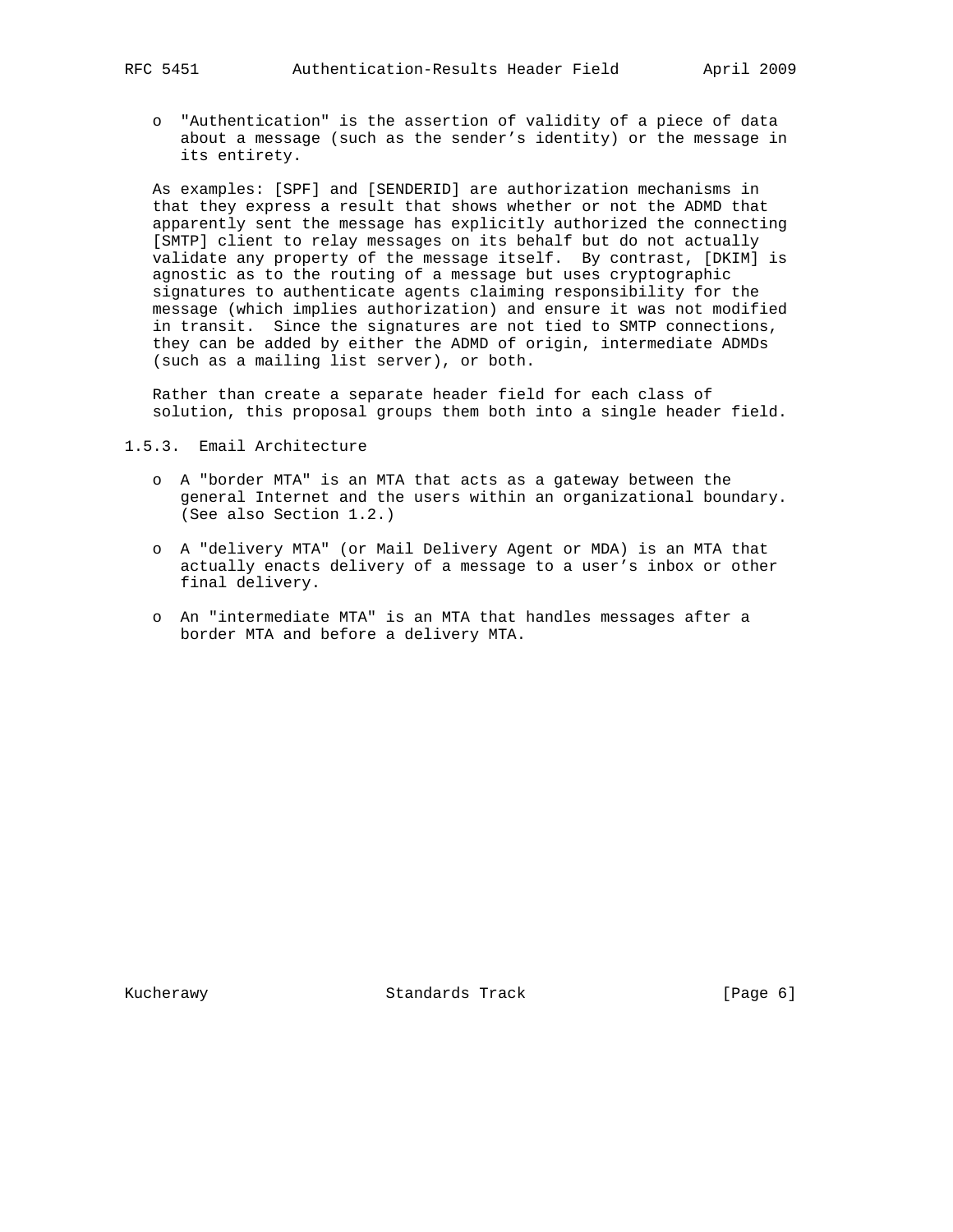- "Authentication" is the assertion of validity of a piece of data about a message (such as the sender's identity) or the message in its entirety.

As examples: [SPF] and [SENDERID] are authorization mechanisms in that they express a result that shows whether or not the ADMD that apparently sent the message has explicitly authorized the connecting [SMTP] client to relay messages on its behalf but do not actually validate any property of the message itself. By contrast, [DKIM] is agnostic as to the routing of a message but uses cryptographic signatures to authenticate agents claiming responsibility for the message (which implies authorization) and ensure it was not modified in transit. Since the signatures are not tied to SMTP connections, they can be added by either the ADMD of origin, intermediate ADMDs (such as a mailing list server), or both.

Rather than create a separate header field for each class of solution, this proposal groups them both into a single header field.

### 1.5.3. Email Architecture

- A "border MTA" is an MTA that acts as a gateway between the general Internet and the users within an organizational boundary. (See also Section 1.2.)

- A "delivery MTA" (or Mail Delivery Agent or MDA) is an MTA that actually enacts delivery of a message to a user's inbox or other final delivery.

- An "intermediate MTA" is an MTA that handles messages after a border MTA and before a delivery MTA.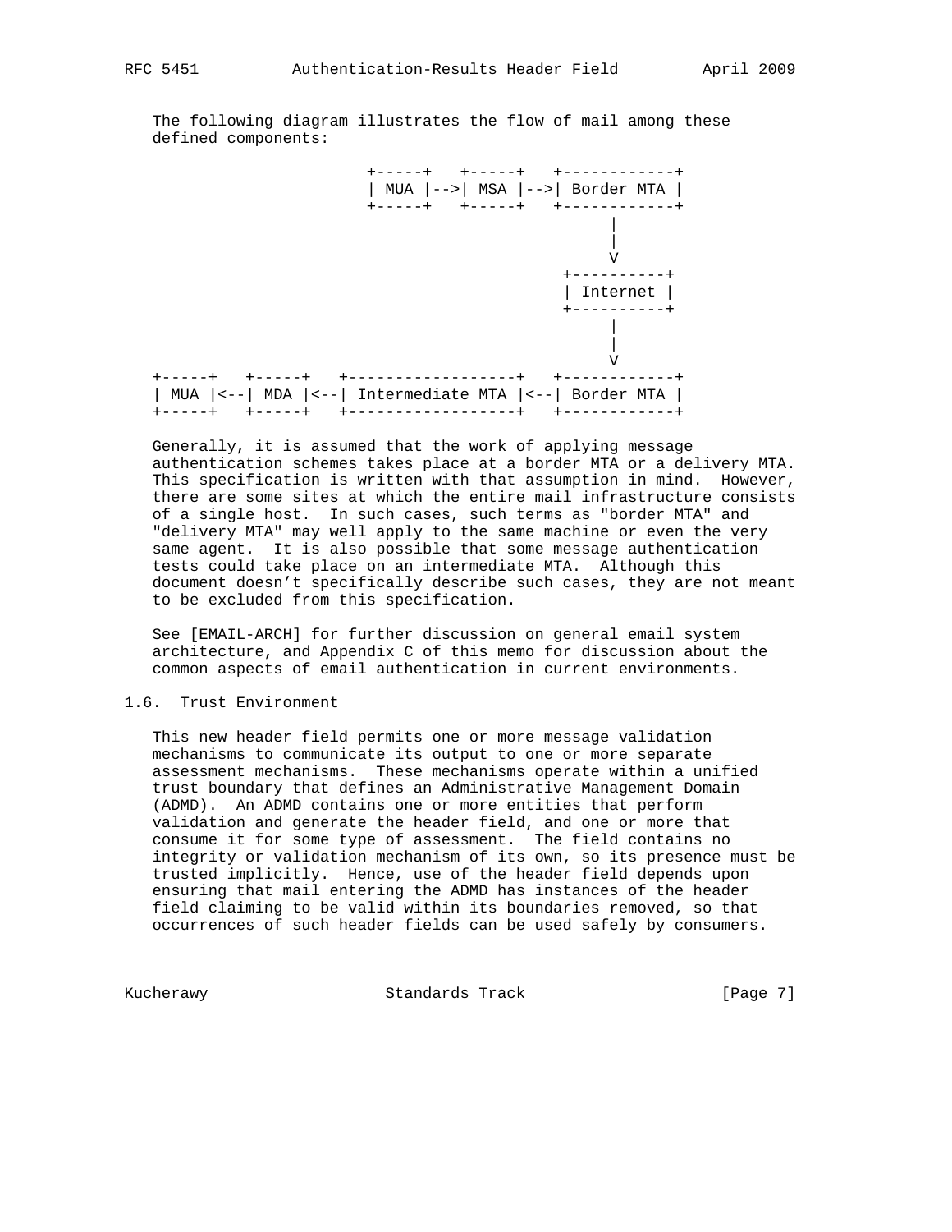The following diagram illustrates the flow of mail among these defined components:

```
                     +-----+   +-----+   +------------+
                     | MUA |-->| MSA |-->| Border MTA |
                     +-----+   +-----+   +------------+
                                               |
                                               |
                                               V
                                          +----------+
                                          | Internet |
                                          +----------+
                                               |
                                               |
                                               V
+-----+   +-----+   +------------------+   +------------+
| MUA |<--| MDA |<--| Intermediate MTA |<--| Border MTA |
+-----+   +-----+   +------------------+   +------------+
```

Generally, it is assumed that the work of applying message authentication schemes takes place at a border MTA or a delivery MTA. This specification is written with that assumption in mind. However, there are some sites at which the entire mail infrastructure consists of a single host. In such cases, such terms as "border MTA" and "delivery MTA" may well apply to the same machine or even the very same agent. It is also possible that some message authentication tests could take place on an intermediate MTA. Although this document doesn't specifically describe such cases, they are not meant to be excluded from this specification.

See [EMAIL-ARCH] for further discussion on general email system architecture, and Appendix C of this memo for discussion about the common aspects of email authentication in current environments.

## 1.6. Trust Environment

This new header field permits one or more message validation mechanisms to communicate its output to one or more separate assessment mechanisms. These mechanisms operate within a unified trust boundary that defines an Administrative Management Domain (ADMD). An ADMD contains one or more entities that perform validation and generate the header field, and one or more that consume it for some type of assessment. The field contains no integrity or validation mechanism of its own, so its presence must be trusted implicitly. Hence, use of the header field depends upon ensuring that mail entering the ADMD has instances of the header field claiming to be valid within its boundaries removed, so that occurrences of such header fields can be used safely by consumers.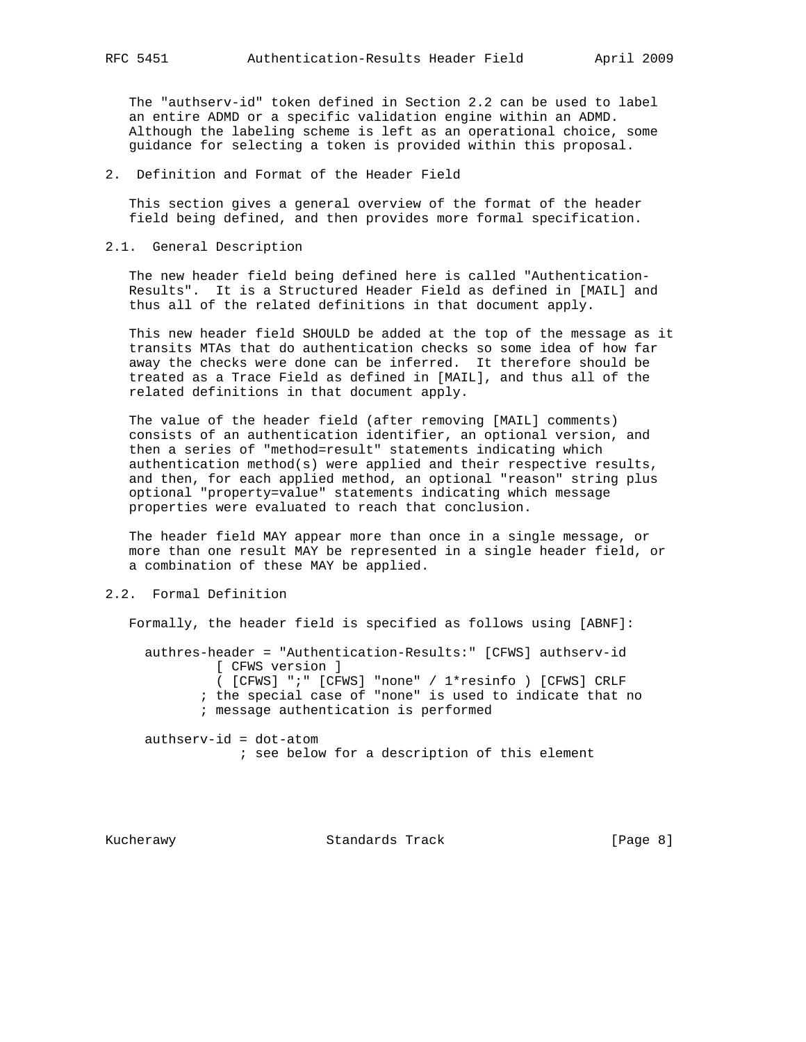The "authserv-id" token defined in Section 2.2 can be used to label an entire ADMD or a specific validation engine within an ADMD. Although the labeling scheme is left as an operational choice, some guidance for selecting a token is provided within this proposal.

## 2. Definition and Format of the Header Field

This section gives a general overview of the format of the header field being defined, and then provides more formal specification.

### 2.1. General Description

The new header field being defined here is called "Authentication-Results". It is a Structured Header Field as defined in [MAIL] and thus all of the related definitions in that document apply.

This new header field SHOULD be added at the top of the message as it transits MTAs that do authentication checks so some idea of how far away the checks were done can be inferred. It therefore should be treated as a Trace Field as defined in [MAIL], and thus all of the related definitions in that document apply.

The value of the header field (after removing [MAIL] comments) consists of an authentication identifier, an optional version, and then a series of "method=result" statements indicating which authentication method(s) were applied and their respective results, and then, for each applied method, an optional "reason" string plus optional "property=value" statements indicating which message properties were evaluated to reach that conclusion.

The header field MAY appear more than once in a single message, or more than one result MAY be represented in a single header field, or a combination of these MAY be applied.

### 2.2. Formal Definition

Formally, the header field is specified as follows using [ABNF]:

```
authres-header = "Authentication-Results:" [CFWS] authserv-id
         [ CFWS version ]
         ( [CFWS] ";" [CFWS] "none" / 1*resinfo ) [CFWS] CRLF
       ; the special case of "none" is used to indicate that no
       ; message authentication is performed

authserv-id = dot-atom
            ; see below for a description of this element
```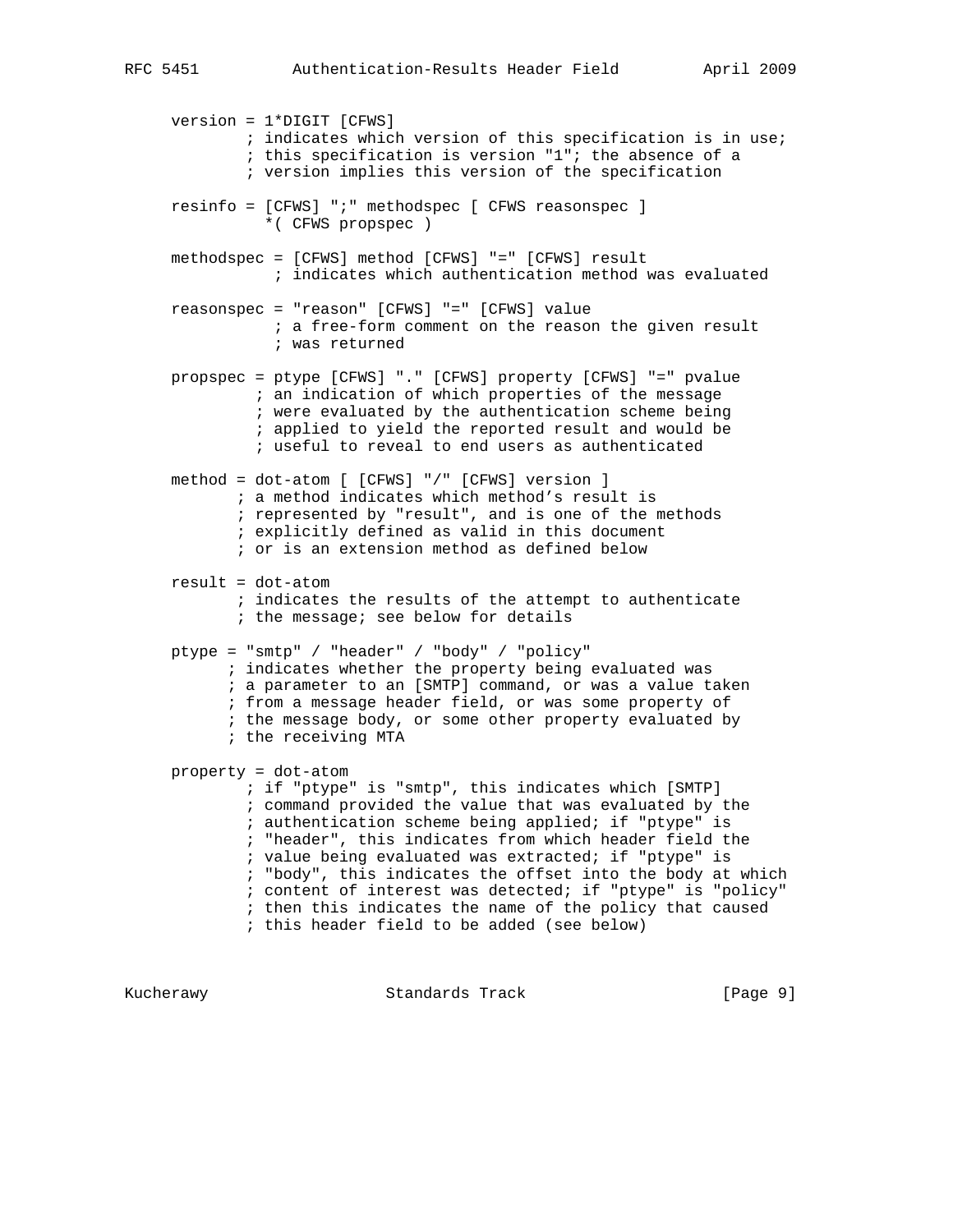```
     version = 1*DIGIT [CFWS]
             ; indicates which version of this specification is in use;
             ; this specification is version "1"; the absence of a
             ; version implies this version of the specification

     resinfo = [CFWS] ";" methodspec [ CFWS reasonspec ]
               *( CFWS propspec )

     methodspec = [CFWS] method [CFWS] "=" [CFWS] result
                ; indicates which authentication method was evaluated

     reasonspec = "reason" [CFWS] "=" [CFWS] value
                ; a free-form comment on the reason the given result
                ; was returned

     propspec = ptype [CFWS] "." [CFWS] property [CFWS] "=" pvalue
              ; an indication of which properties of the message
              ; were evaluated by the authentication scheme being
              ; applied to yield the reported result and would be
              ; useful to reveal to end users as authenticated

     method = dot-atom [ [CFWS] "/" [CFWS] version ]
            ; a method indicates which method's result is
            ; represented by "result", and is one of the methods
            ; explicitly defined as valid in this document
            ; or is an extension method as defined below

     result = dot-atom
            ; indicates the results of the attempt to authenticate
            ; the message; see below for details

     ptype = "smtp" / "header" / "body" / "policy"
           ; indicates whether the property being evaluated was
           ; a parameter to an [SMTP] command, or was a value taken
           ; from a message header field, or was some property of
           ; the message body, or some other property evaluated by
           ; the receiving MTA

     property = dot-atom
              ; if "ptype" is "smtp", this indicates which [SMTP]
              ; command provided the value that was evaluated by the
              ; authentication scheme being applied; if "ptype" is
              ; "header", this indicates from which header field the
              ; value being evaluated was extracted; if "ptype" is
              ; "body", this indicates the offset into the body at which
              ; content of interest was detected; if "ptype" is "policy"
              ; then this indicates the name of the policy that caused
              ; this header field to be added (see below)
```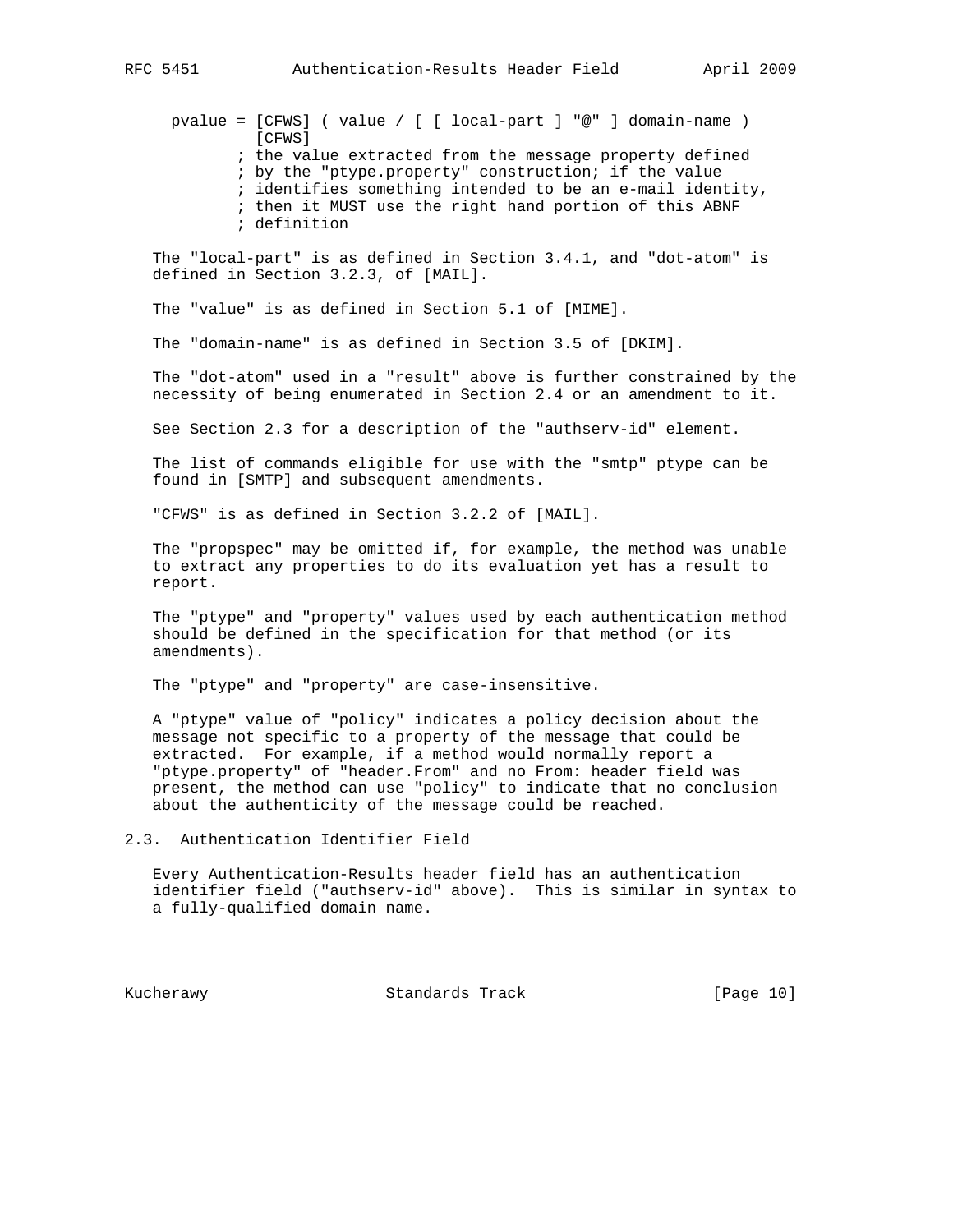```
pvalue = [CFWS] ( value / [ [ local-part ] "@" ] domain-name )
         [CFWS]
       ; the value extracted from the message property defined
       ; by the "ptype.property" construction; if the value
       ; identifies something intended to be an e-mail identity,
       ; then it MUST use the right hand portion of this ABNF
       ; definition
```

The "local-part" is as defined in Section 3.4.1, and "dot-atom" is defined in Section 3.2.3, of [MAIL].

The "value" is as defined in Section 5.1 of [MIME].

The "domain-name" is as defined in Section 3.5 of [DKIM].

The "dot-atom" used in a "result" above is further constrained by the necessity of being enumerated in Section 2.4 or an amendment to it.

See Section 2.3 for a description of the "authserv-id" element.

The list of commands eligible for use with the "smtp" ptype can be found in [SMTP] and subsequent amendments.

"CFWS" is as defined in Section 3.2.2 of [MAIL].

The "propspec" may be omitted if, for example, the method was unable to extract any properties to do its evaluation yet has a result to report.

The "ptype" and "property" values used by each authentication method should be defined in the specification for that method (or its amendments).

The "ptype" and "property" are case-insensitive.

A "ptype" value of "policy" indicates a policy decision about the message not specific to a property of the message that could be extracted. For example, if a method would normally report a "ptype.property" of "header.From" and no From: header field was present, the method can use "policy" to indicate that no conclusion about the authenticity of the message could be reached.

## 2.3. Authentication Identifier Field

Every Authentication-Results header field has an authentication identifier field ("authserv-id" above). This is similar in syntax to a fully-qualified domain name.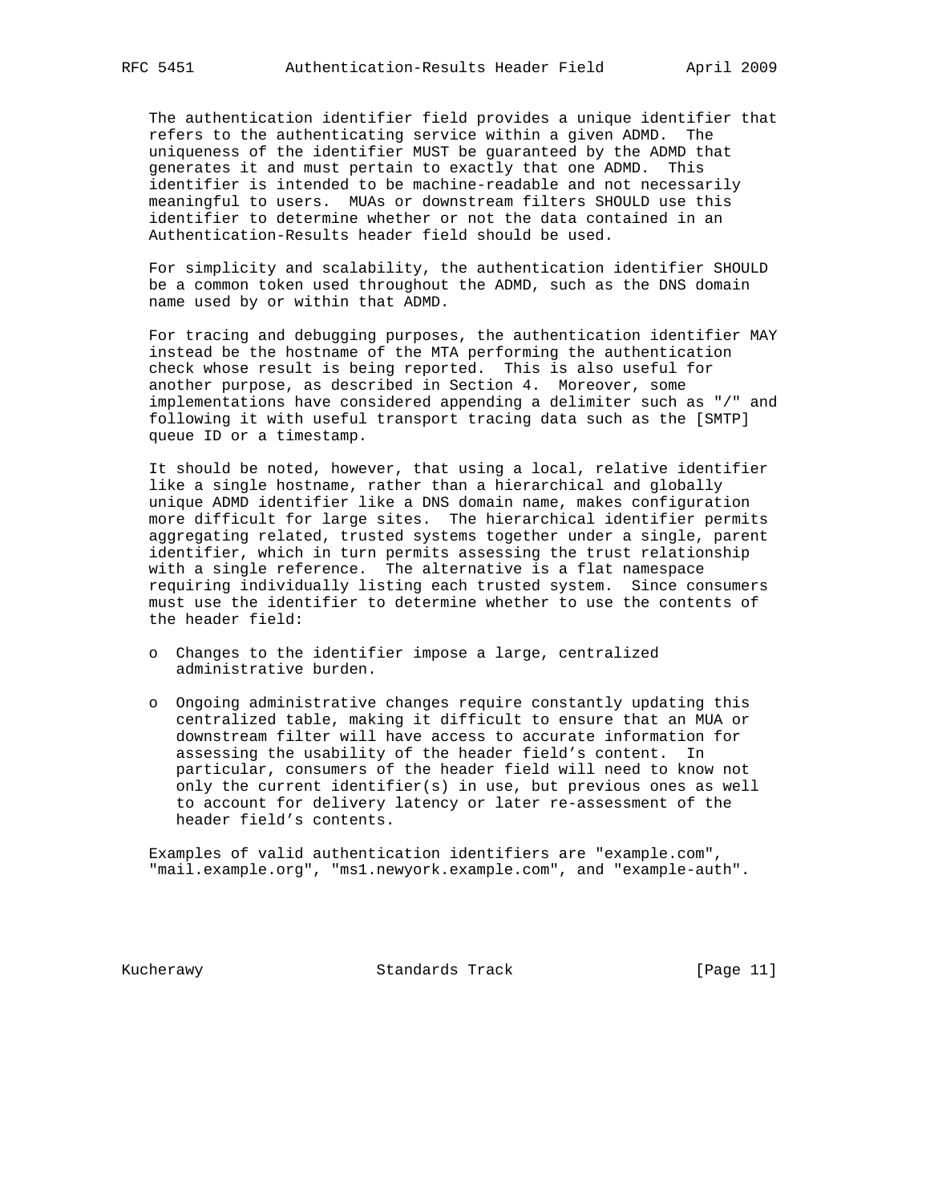The authentication identifier field provides a unique identifier that refers to the authenticating service within a given ADMD. The uniqueness of the identifier MUST be guaranteed by the ADMD that generates it and must pertain to exactly that one ADMD. This identifier is intended to be machine-readable and not necessarily meaningful to users. MUAs or downstream filters SHOULD use this identifier to determine whether or not the data contained in an Authentication-Results header field should be used.

For simplicity and scalability, the authentication identifier SHOULD be a common token used throughout the ADMD, such as the DNS domain name used by or within that ADMD.

For tracing and debugging purposes, the authentication identifier MAY instead be the hostname of the MTA performing the authentication check whose result is being reported. This is also useful for another purpose, as described in Section 4. Moreover, some implementations have considered appending a delimiter such as "/" and following it with useful transport tracing data such as the [SMTP] queue ID or a timestamp.

It should be noted, however, that using a local, relative identifier like a single hostname, rather than a hierarchical and globally unique ADMD identifier like a DNS domain name, makes configuration more difficult for large sites. The hierarchical identifier permits aggregating related, trusted systems together under a single, parent identifier, which in turn permits assessing the trust relationship with a single reference. The alternative is a flat namespace requiring individually listing each trusted system. Since consumers must use the identifier to determine whether to use the contents of the header field:

- Changes to the identifier impose a large, centralized administrative burden.

- Ongoing administrative changes require constantly updating this centralized table, making it difficult to ensure that an MUA or downstream filter will have access to accurate information for assessing the usability of the header field's content. In particular, consumers of the header field will need to know not only the current identifier(s) in use, but previous ones as well to account for delivery latency or later re-assessment of the header field's contents.

Examples of valid authentication identifiers are "example.com", "mail.example.org", "ms1.newyork.example.com", and "example-auth".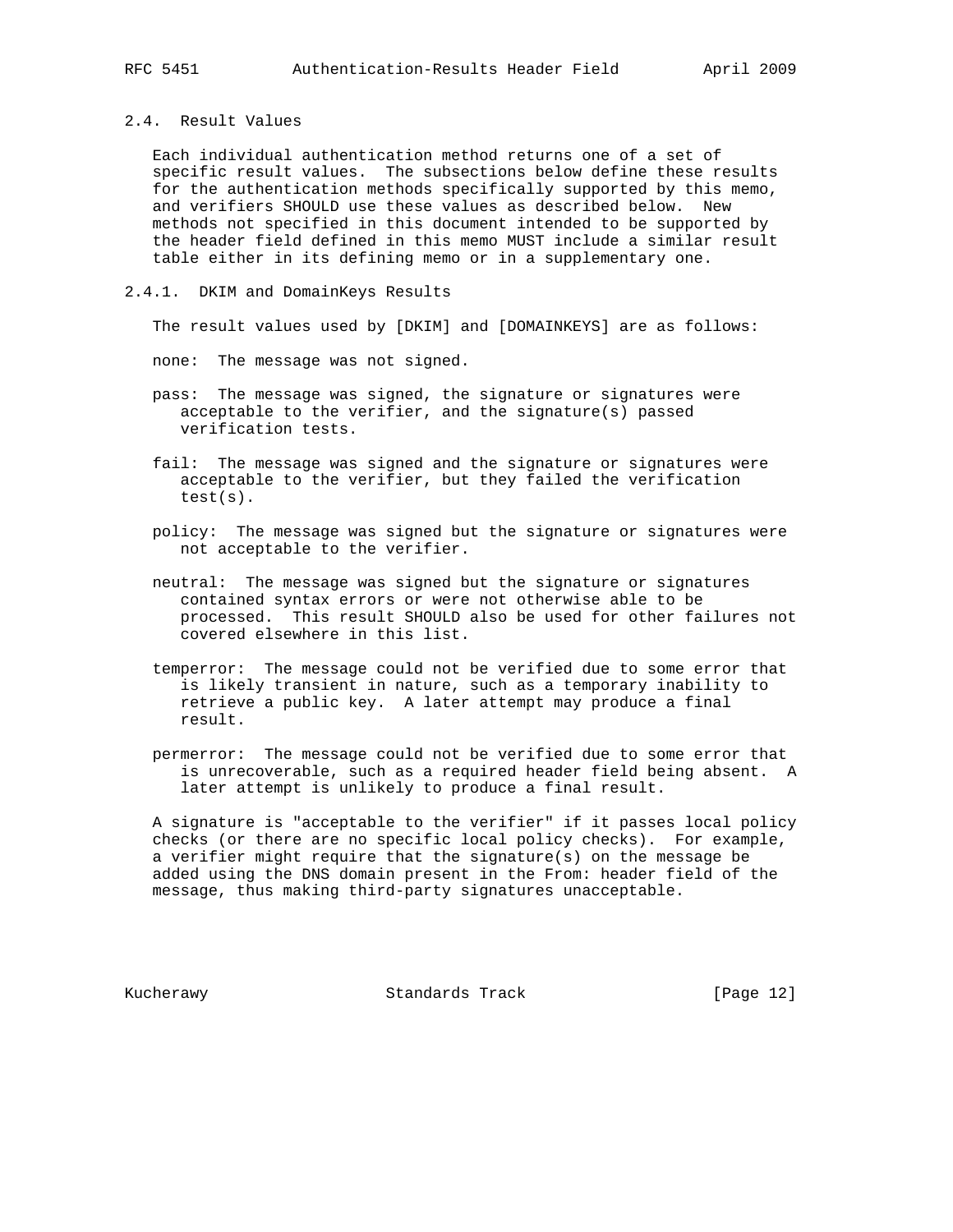### 2.4. Result Values

Each individual authentication method returns one of a set of specific result values. The subsections below define these results for the authentication methods specifically supported by this memo, and verifiers SHOULD use these values as described below. New methods not specified in this document intended to be supported by the header field defined in this memo MUST include a similar result table either in its defining memo or in a supplementary one.

#### 2.4.1. DKIM and DomainKeys Results

The result values used by [DKIM] and [DOMAINKEYS] are as follows:

none: The message was not signed.

pass: The message was signed, the signature or signatures were acceptable to the verifier, and the signature(s) passed verification tests.

fail: The message was signed and the signature or signatures were acceptable to the verifier, but they failed the verification test(s).

policy: The message was signed but the signature or signatures were not acceptable to the verifier.

neutral: The message was signed but the signature or signatures contained syntax errors or were not otherwise able to be processed. This result SHOULD also be used for other failures not covered elsewhere in this list.

temperror: The message could not be verified due to some error that is likely transient in nature, such as a temporary inability to retrieve a public key. A later attempt may produce a final result.

permerror: The message could not be verified due to some error that is unrecoverable, such as a required header field being absent. A later attempt is unlikely to produce a final result.

A signature is "acceptable to the verifier" if it passes local policy checks (or there are no specific local policy checks). For example, a verifier might require that the signature(s) on the message be added using the DNS domain present in the From: header field of the message, thus making third-party signatures unacceptable.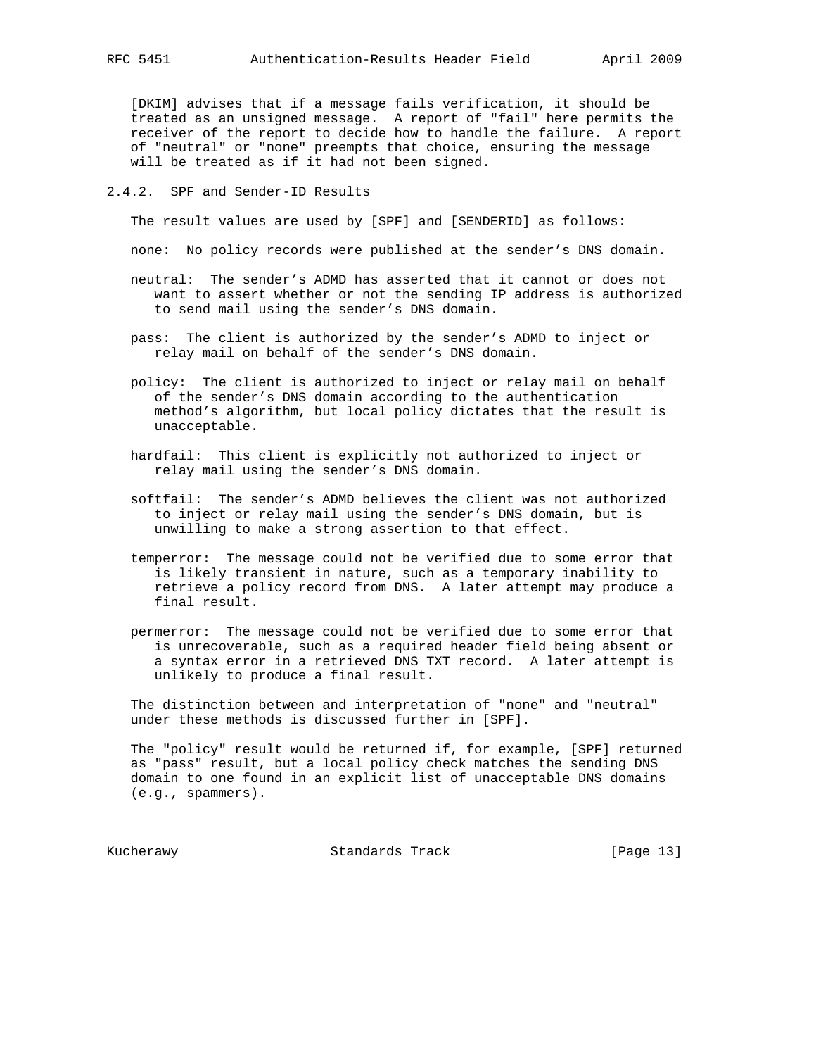[DKIM] advises that if a message fails verification, it should be treated as an unsigned message. A report of "fail" here permits the receiver of the report to decide how to handle the failure. A report of "neutral" or "none" preempts that choice, ensuring the message will be treated as if it had not been signed.

### 2.4.2. SPF and Sender-ID Results

The result values are used by [SPF] and [SENDERID] as follows:

none: No policy records were published at the sender's DNS domain.

neutral: The sender's ADMD has asserted that it cannot or does not want to assert whether or not the sending IP address is authorized to send mail using the sender's DNS domain.

pass: The client is authorized by the sender's ADMD to inject or relay mail on behalf of the sender's DNS domain.

policy: The client is authorized to inject or relay mail on behalf of the sender's DNS domain according to the authentication method's algorithm, but local policy dictates that the result is unacceptable.

hardfail: This client is explicitly not authorized to inject or relay mail using the sender's DNS domain.

softfail: The sender's ADMD believes the client was not authorized to inject or relay mail using the sender's DNS domain, but is unwilling to make a strong assertion to that effect.

temperror: The message could not be verified due to some error that is likely transient in nature, such as a temporary inability to retrieve a policy record from DNS. A later attempt may produce a final result.

permerror: The message could not be verified due to some error that is unrecoverable, such as a required header field being absent or a syntax error in a retrieved DNS TXT record. A later attempt is unlikely to produce a final result.

The distinction between and interpretation of "none" and "neutral" under these methods is discussed further in [SPF].

The "policy" result would be returned if, for example, [SPF] returned as "pass" result, but a local policy check matches the sending DNS domain to one found in an explicit list of unacceptable DNS domains (e.g., spammers).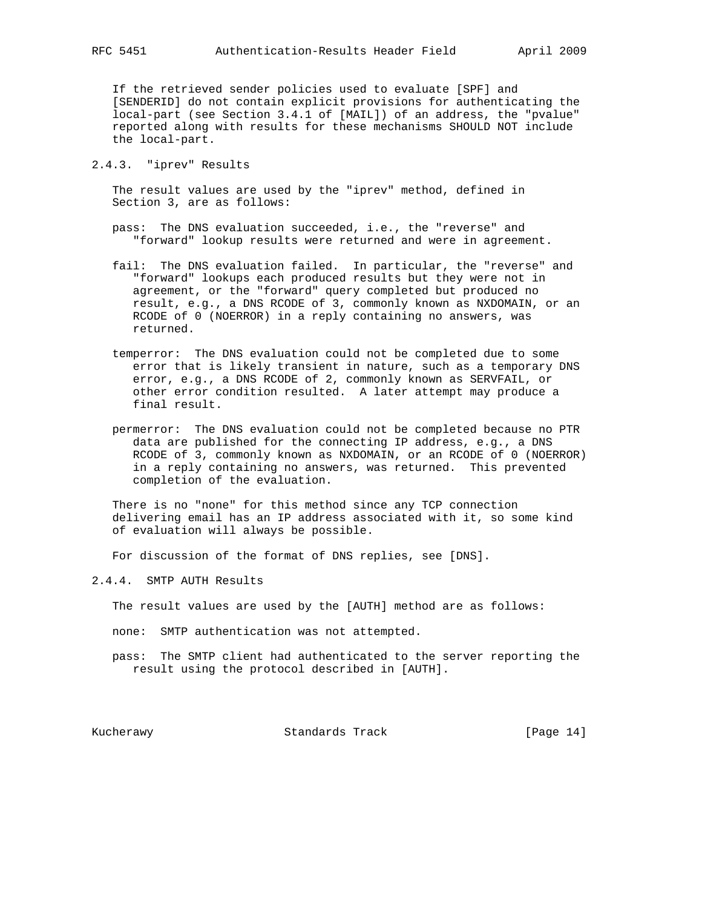If the retrieved sender policies used to evaluate [SPF] and [SENDERID] do not contain explicit provisions for authenticating the local-part (see Section 3.4.1 of [MAIL]) of an address, the "pvalue" reported along with results for these mechanisms SHOULD NOT include the local-part.

### 2.4.3. "iprev" Results

The result values are used by the "iprev" method, defined in Section 3, are as follows:

pass: The DNS evaluation succeeded, i.e., the "reverse" and "forward" lookup results were returned and were in agreement.

fail: The DNS evaluation failed. In particular, the "reverse" and "forward" lookups each produced results but they were not in agreement, or the "forward" query completed but produced no result, e.g., a DNS RCODE of 3, commonly known as NXDOMAIN, or an RCODE of 0 (NOERROR) in a reply containing no answers, was returned.

temperror: The DNS evaluation could not be completed due to some error that is likely transient in nature, such as a temporary DNS error, e.g., a DNS RCODE of 2, commonly known as SERVFAIL, or other error condition resulted. A later attempt may produce a final result.

permerror: The DNS evaluation could not be completed because no PTR data are published for the connecting IP address, e.g., a DNS RCODE of 3, commonly known as NXDOMAIN, or an RCODE of 0 (NOERROR) in a reply containing no answers, was returned. This prevented completion of the evaluation.

There is no "none" for this method since any TCP connection delivering email has an IP address associated with it, so some kind of evaluation will always be possible.

For discussion of the format of DNS replies, see [DNS].

### 2.4.4. SMTP AUTH Results

The result values are used by the [AUTH] method are as follows:

none: SMTP authentication was not attempted.

pass: The SMTP client had authenticated to the server reporting the result using the protocol described in [AUTH].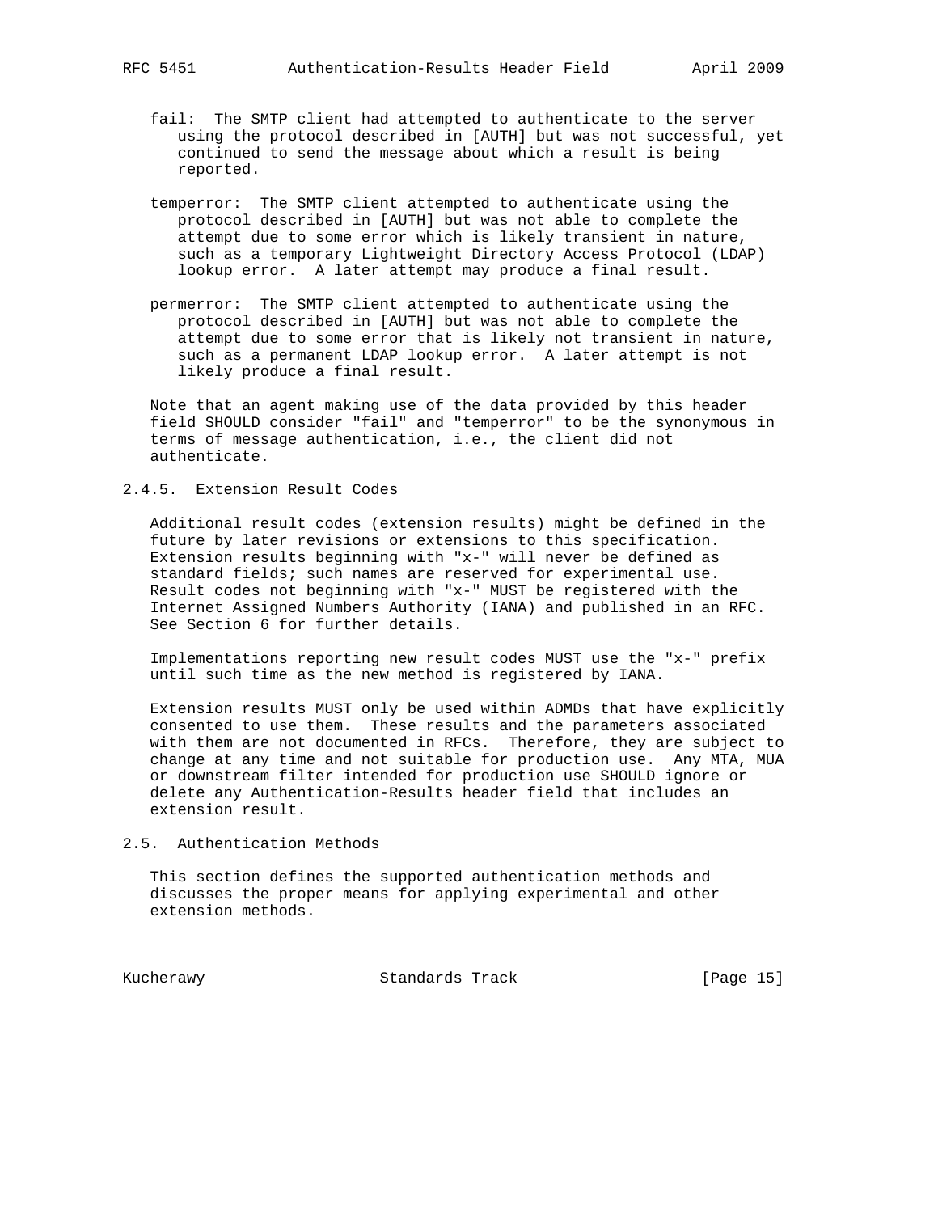fail: The SMTP client had attempted to authenticate to the server using the protocol described in [AUTH] but was not successful, yet continued to send the message about which a result is being reported.

temperror: The SMTP client attempted to authenticate using the protocol described in [AUTH] but was not able to complete the attempt due to some error which is likely transient in nature, such as a temporary Lightweight Directory Access Protocol (LDAP) lookup error. A later attempt may produce a final result.

permerror: The SMTP client attempted to authenticate using the protocol described in [AUTH] but was not able to complete the attempt due to some error that is likely not transient in nature, such as a permanent LDAP lookup error. A later attempt is not likely produce a final result.

Note that an agent making use of the data provided by this header field SHOULD consider "fail" and "temperror" to be the synonymous in terms of message authentication, i.e., the client did not authenticate.

### 2.4.5. Extension Result Codes

Additional result codes (extension results) might be defined in the future by later revisions or extensions to this specification. Extension results beginning with "x-" will never be defined as standard fields; such names are reserved for experimental use. Result codes not beginning with "x-" MUST be registered with the Internet Assigned Numbers Authority (IANA) and published in an RFC. See Section 6 for further details.

Implementations reporting new result codes MUST use the "x-" prefix until such time as the new method is registered by IANA.

Extension results MUST only be used within ADMDs that have explicitly consented to use them. These results and the parameters associated with them are not documented in RFCs. Therefore, they are subject to change at any time and not suitable for production use. Any MTA, MUA or downstream filter intended for production use SHOULD ignore or delete any Authentication-Results header field that includes an extension result.

## 2.5. Authentication Methods

This section defines the supported authentication methods and discusses the proper means for applying experimental and other extension methods.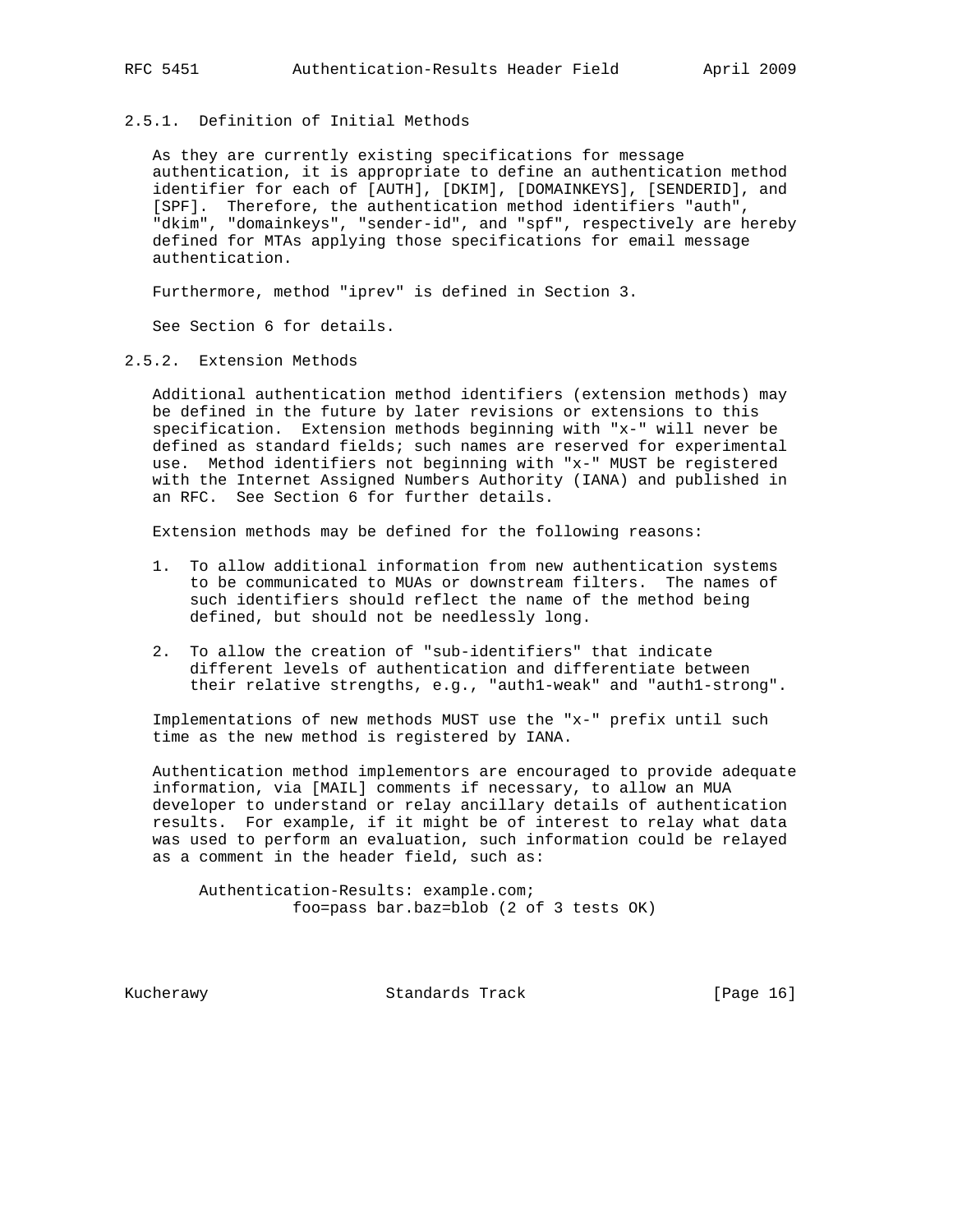### 2.5.1. Definition of Initial Methods

As they are currently existing specifications for message authentication, it is appropriate to define an authentication method identifier for each of [AUTH], [DKIM], [DOMAINKEYS], [SENDERID], and [SPF]. Therefore, the authentication method identifiers "auth", "dkim", "domainkeys", "sender-id", and "spf", respectively are hereby defined for MTAs applying those specifications for email message authentication.

Furthermore, method "iprev" is defined in Section 3.

See Section 6 for details.

### 2.5.2. Extension Methods

Additional authentication method identifiers (extension methods) may be defined in the future by later revisions or extensions to this specification. Extension methods beginning with "x-" will never be defined as standard fields; such names are reserved for experimental use. Method identifiers not beginning with "x-" MUST be registered with the Internet Assigned Numbers Authority (IANA) and published in an RFC. See Section 6 for further details.

Extension methods may be defined for the following reasons:

1. To allow additional information from new authentication systems to be communicated to MUAs or downstream filters. The names of such identifiers should reflect the name of the method being defined, but should not be needlessly long.

2. To allow the creation of "sub-identifiers" that indicate different levels of authentication and differentiate between their relative strengths, e.g., "auth1-weak" and "auth1-strong".

Implementations of new methods MUST use the "x-" prefix until such time as the new method is registered by IANA.

Authentication method implementors are encouraged to provide adequate information, via [MAIL] comments if necessary, to allow an MUA developer to understand or relay ancillary details of authentication results. For example, if it might be of interest to relay what data was used to perform an evaluation, such information could be relayed as a comment in the header field, such as:

```
Authentication-Results: example.com;
          foo=pass bar.baz=blob (2 of 3 tests OK)
```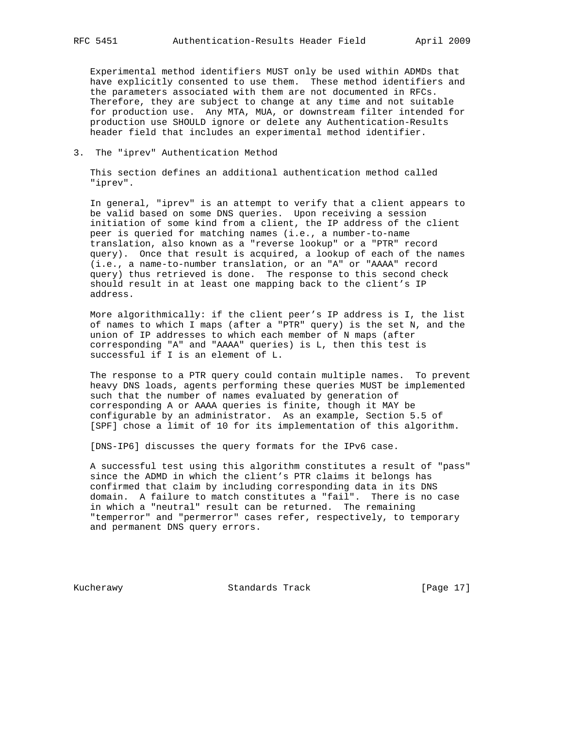Experimental method identifiers MUST only be used within ADMDs that have explicitly consented to use them. These method identifiers and the parameters associated with them are not documented in RFCs. Therefore, they are subject to change at any time and not suitable for production use. Any MTA, MUA, or downstream filter intended for production use SHOULD ignore or delete any Authentication-Results header field that includes an experimental method identifier.

## 3. The "iprev" Authentication Method

This section defines an additional authentication method called "iprev".

In general, "iprev" is an attempt to verify that a client appears to be valid based on some DNS queries. Upon receiving a session initiation of some kind from a client, the IP address of the client peer is queried for matching names (i.e., a number-to-name translation, also known as a "reverse lookup" or a "PTR" record query). Once that result is acquired, a lookup of each of the names (i.e., a name-to-number translation, or an "A" or "AAAA" record query) thus retrieved is done. The response to this second check should result in at least one mapping back to the client's IP address.

More algorithmically: if the client peer's IP address is I, the list of names to which I maps (after a "PTR" query) is the set N, and the union of IP addresses to which each member of N maps (after corresponding "A" and "AAAA" queries) is L, then this test is successful if I is an element of L.

The response to a PTR query could contain multiple names. To prevent heavy DNS loads, agents performing these queries MUST be implemented such that the number of names evaluated by generation of corresponding A or AAAA queries is finite, though it MAY be configurable by an administrator. As an example, Section 5.5 of [SPF] chose a limit of 10 for its implementation of this algorithm.

[DNS-IP6] discusses the query formats for the IPv6 case.

A successful test using this algorithm constitutes a result of "pass" since the ADMD in which the client's PTR claims it belongs has confirmed that claim by including corresponding data in its DNS domain. A failure to match constitutes a "fail". There is no case in which a "neutral" result can be returned. The remaining "temperror" and "permerror" cases refer, respectively, to temporary and permanent DNS query errors.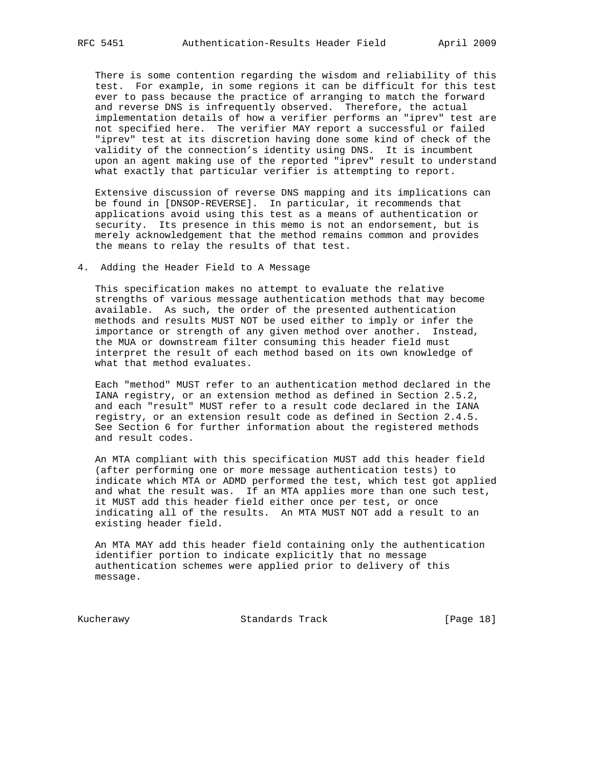There is some contention regarding the wisdom and reliability of this test. For example, in some regions it can be difficult for this test ever to pass because the practice of arranging to match the forward and reverse DNS is infrequently observed. Therefore, the actual implementation details of how a verifier performs an "iprev" test are not specified here. The verifier MAY report a successful or failed "iprev" test at its discretion having done some kind of check of the validity of the connection's identity using DNS. It is incumbent upon an agent making use of the reported "iprev" result to understand what exactly that particular verifier is attempting to report.

Extensive discussion of reverse DNS mapping and its implications can be found in [DNSOP-REVERSE]. In particular, it recommends that applications avoid using this test as a means of authentication or security. Its presence in this memo is not an endorsement, but is merely acknowledgement that the method remains common and provides the means to relay the results of that test.

# 4. Adding the Header Field to A Message

This specification makes no attempt to evaluate the relative strengths of various message authentication methods that may become available. As such, the order of the presented authentication methods and results MUST NOT be used either to imply or infer the importance or strength of any given method over another. Instead, the MUA or downstream filter consuming this header field must interpret the result of each method based on its own knowledge of what that method evaluates.

Each "method" MUST refer to an authentication method declared in the IANA registry, or an extension method as defined in Section 2.5.2, and each "result" MUST refer to a result code declared in the IANA registry, or an extension result code as defined in Section 2.4.5. See Section 6 for further information about the registered methods and result codes.

An MTA compliant with this specification MUST add this header field (after performing one or more message authentication tests) to indicate which MTA or ADMD performed the test, which test got applied and what the result was. If an MTA applies more than one such test, it MUST add this header field either once per test, or once indicating all of the results. An MTA MUST NOT add a result to an existing header field.

An MTA MAY add this header field containing only the authentication identifier portion to indicate explicitly that no message authentication schemes were applied prior to delivery of this message.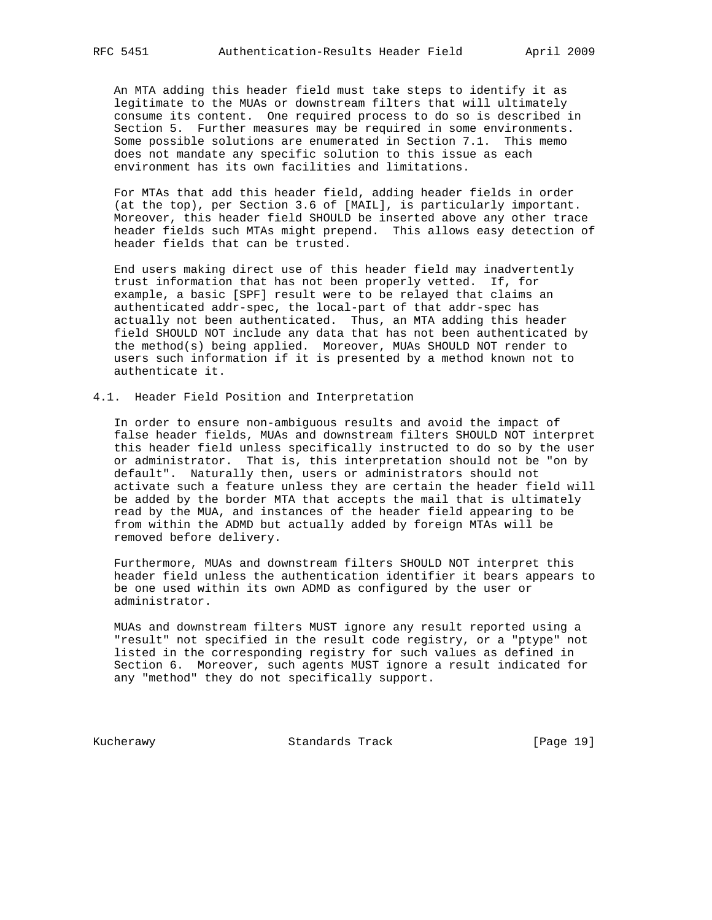An MTA adding this header field must take steps to identify it as legitimate to the MUAs or downstream filters that will ultimately consume its content. One required process to do so is described in Section 5. Further measures may be required in some environments. Some possible solutions are enumerated in Section 7.1. This memo does not mandate any specific solution to this issue as each environment has its own facilities and limitations.

For MTAs that add this header field, adding header fields in order (at the top), per Section 3.6 of [MAIL], is particularly important. Moreover, this header field SHOULD be inserted above any other trace header fields such MTAs might prepend. This allows easy detection of header fields that can be trusted.

End users making direct use of this header field may inadvertently trust information that has not been properly vetted. If, for example, a basic [SPF] result were to be relayed that claims an authenticated addr-spec, the local-part of that addr-spec has actually not been authenticated. Thus, an MTA adding this header field SHOULD NOT include any data that has not been authenticated by the method(s) being applied. Moreover, MUAs SHOULD NOT render to users such information if it is presented by a method known not to authenticate it.

## 4.1. Header Field Position and Interpretation

In order to ensure non-ambiguous results and avoid the impact of false header fields, MUAs and downstream filters SHOULD NOT interpret this header field unless specifically instructed to do so by the user or administrator. That is, this interpretation should not be "on by default". Naturally then, users or administrators should not activate such a feature unless they are certain the header field will be added by the border MTA that accepts the mail that is ultimately read by the MUA, and instances of the header field appearing to be from within the ADMD but actually added by foreign MTAs will be removed before delivery.

Furthermore, MUAs and downstream filters SHOULD NOT interpret this header field unless the authentication identifier it bears appears to be one used within its own ADMD as configured by the user or administrator.

MUAs and downstream filters MUST ignore any result reported using a "result" not specified in the result code registry, or a "ptype" not listed in the corresponding registry for such values as defined in Section 6. Moreover, such agents MUST ignore a result indicated for any "method" they do not specifically support.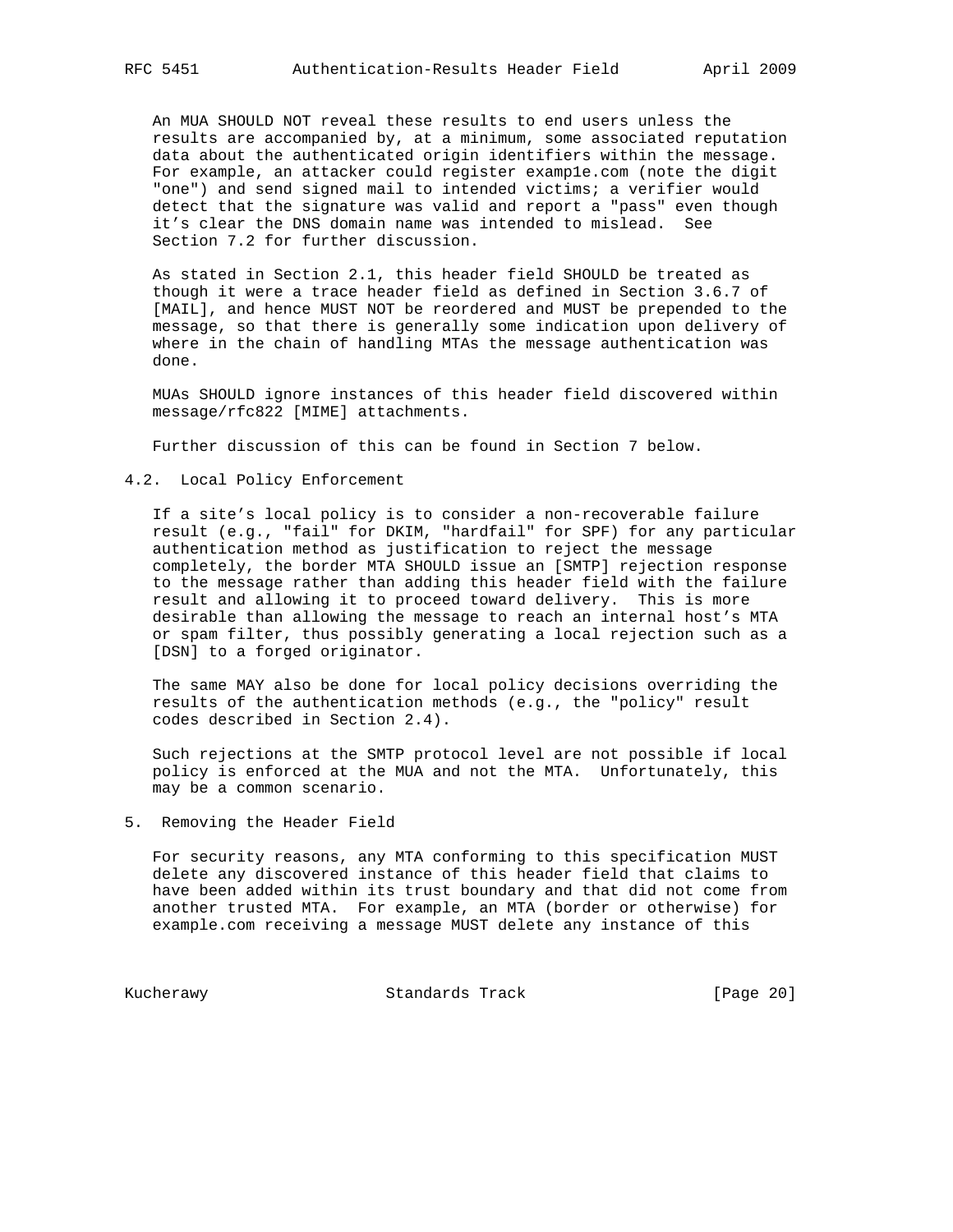An MUA SHOULD NOT reveal these results to end users unless the results are accompanied by, at a minimum, some associated reputation data about the authenticated origin identifiers within the message. For example, an attacker could register examp1e.com (note the digit "one") and send signed mail to intended victims; a verifier would detect that the signature was valid and report a "pass" even though it's clear the DNS domain name was intended to mislead. See Section 7.2 for further discussion.

As stated in Section 2.1, this header field SHOULD be treated as though it were a trace header field as defined in Section 3.6.7 of [MAIL], and hence MUST NOT be reordered and MUST be prepended to the message, so that there is generally some indication upon delivery of where in the chain of handling MTAs the message authentication was done.

MUAs SHOULD ignore instances of this header field discovered within message/rfc822 [MIME] attachments.

Further discussion of this can be found in Section 7 below.

## 4.2. Local Policy Enforcement

If a site's local policy is to consider a non-recoverable failure result (e.g., "fail" for DKIM, "hardfail" for SPF) for any particular authentication method as justification to reject the message completely, the border MTA SHOULD issue an [SMTP] rejection response to the message rather than adding this header field with the failure result and allowing it to proceed toward delivery. This is more desirable than allowing the message to reach an internal host's MTA or spam filter, thus possibly generating a local rejection such as a [DSN] to a forged originator.

The same MAY also be done for local policy decisions overriding the results of the authentication methods (e.g., the "policy" result codes described in Section 2.4).

Such rejections at the SMTP protocol level are not possible if local policy is enforced at the MUA and not the MTA. Unfortunately, this may be a common scenario.

# 5. Removing the Header Field

For security reasons, any MTA conforming to this specification MUST delete any discovered instance of this header field that claims to have been added within its trust boundary and that did not come from another trusted MTA. For example, an MTA (border or otherwise) for example.com receiving a message MUST delete any instance of this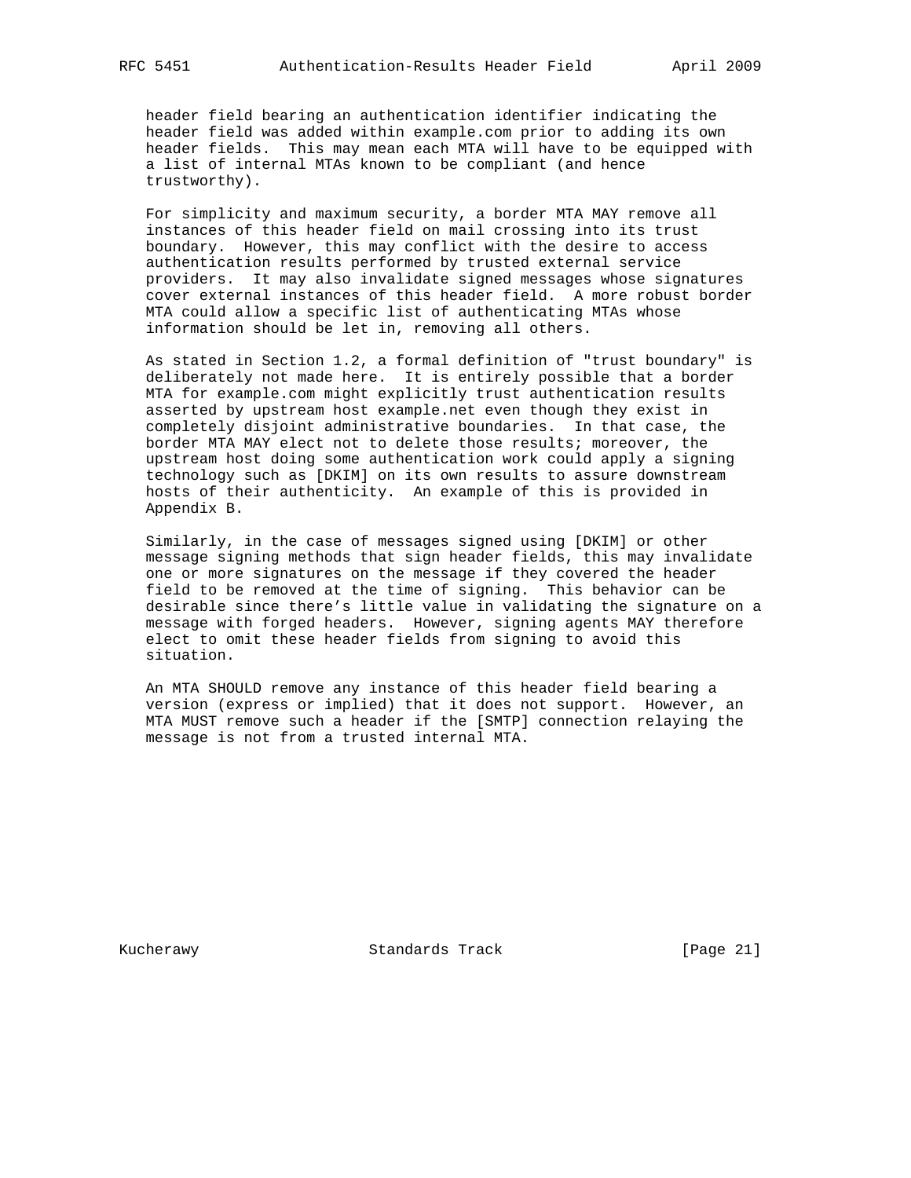header field bearing an authentication identifier indicating the header field was added within example.com prior to adding its own header fields. This may mean each MTA will have to be equipped with a list of internal MTAs known to be compliant (and hence trustworthy).

For simplicity and maximum security, a border MTA MAY remove all instances of this header field on mail crossing into its trust boundary. However, this may conflict with the desire to access authentication results performed by trusted external service providers. It may also invalidate signed messages whose signatures cover external instances of this header field. A more robust border MTA could allow a specific list of authenticating MTAs whose information should be let in, removing all others.

As stated in Section 1.2, a formal definition of "trust boundary" is deliberately not made here. It is entirely possible that a border MTA for example.com might explicitly trust authentication results asserted by upstream host example.net even though they exist in completely disjoint administrative boundaries. In that case, the border MTA MAY elect not to delete those results; moreover, the upstream host doing some authentication work could apply a signing technology such as [DKIM] on its own results to assure downstream hosts of their authenticity. An example of this is provided in Appendix B.

Similarly, in the case of messages signed using [DKIM] or other message signing methods that sign header fields, this may invalidate one or more signatures on the message if they covered the header field to be removed at the time of signing. This behavior can be desirable since there's little value in validating the signature on a message with forged headers. However, signing agents MAY therefore elect to omit these header fields from signing to avoid this situation.

An MTA SHOULD remove any instance of this header field bearing a version (express or implied) that it does not support. However, an MTA MUST remove such a header if the [SMTP] connection relaying the message is not from a trusted internal MTA.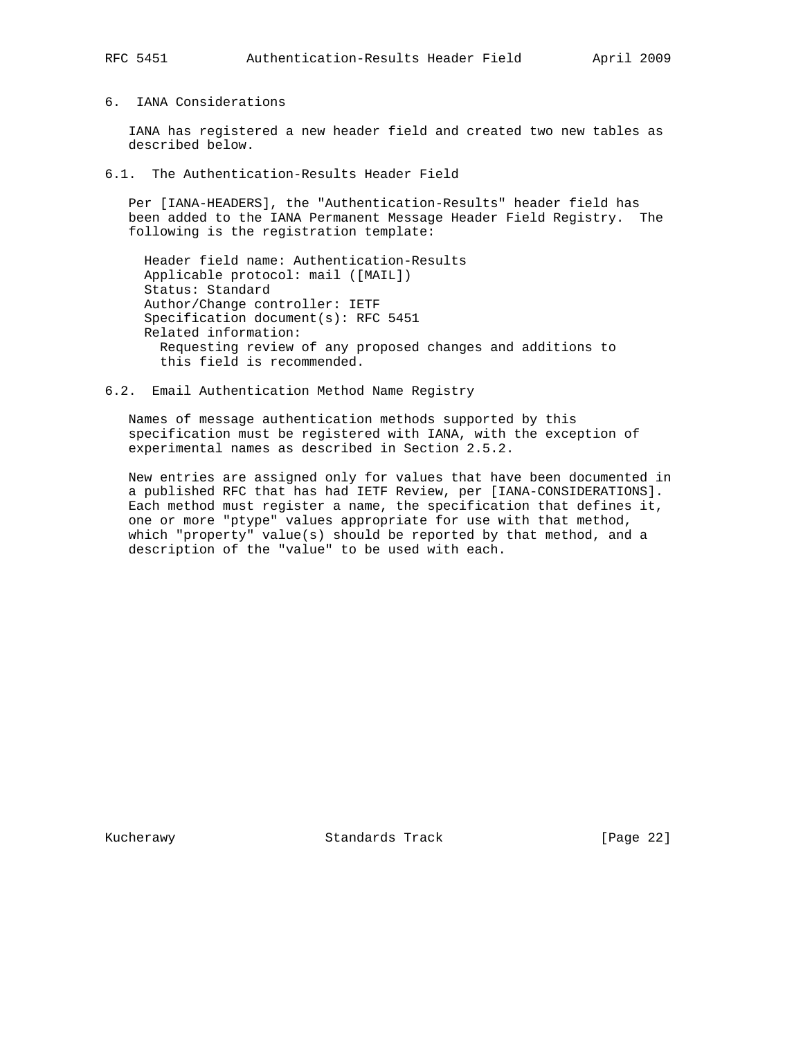# 6. IANA Considerations

IANA has registered a new header field and created two new tables as described below.

## 6.1. The Authentication-Results Header Field

Per [IANA-HEADERS], the "Authentication-Results" header field has been added to the IANA Permanent Message Header Field Registry. The following is the registration template:

```
Header field name: Authentication-Results
Applicable protocol: mail ([MAIL])
Status: Standard
Author/Change controller: IETF
Specification document(s): RFC 5451
Related information:
  Requesting review of any proposed changes and additions to
  this field is recommended.
```

## 6.2. Email Authentication Method Name Registry

Names of message authentication methods supported by this specification must be registered with IANA, with the exception of experimental names as described in Section 2.5.2.

New entries are assigned only for values that have been documented in a published RFC that has had IETF Review, per [IANA-CONSIDERATIONS]. Each method must register a name, the specification that defines it, one or more "ptype" values appropriate for use with that method, which "property" value(s) should be reported by that method, and a description of the "value" to be used with each.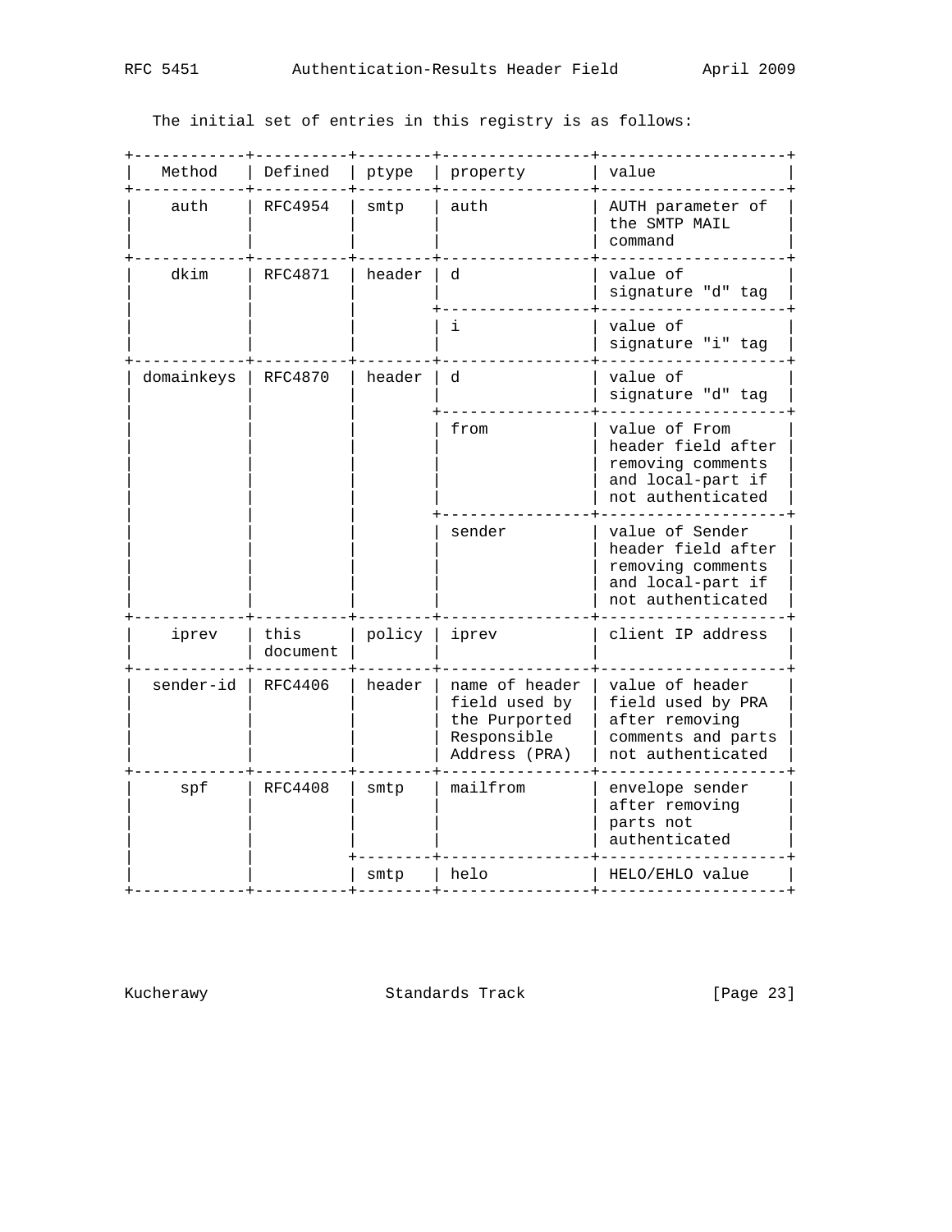The initial set of entries in this registry is as follows:

| Method | Defined | ptype | property | value |
|---|---|---|---|---|
| auth | RFC4954 | smtp | auth | AUTH parameter of the SMTP MAIL command |
| dkim | RFC4871 | header | d | value of signature "d" tag |
| | | | i | value of signature "i" tag |
| domainkeys | RFC4870 | header | d | value of signature "d" tag |
| | | | from | value of From header field after removing comments and local-part if not authenticated |
| | | | sender | value of Sender header field after removing comments and local-part if not authenticated |
| iprev | this document | policy | iprev | client IP address |
| sender-id | RFC4406 | header | name of header field used by the Purported Responsible Address (PRA) | value of header field used by PRA after removing comments and parts not authenticated |
| spf | RFC4408 | smtp | mailfrom | envelope sender after removing parts not authenticated |
| | | smtp | helo | HELO/EHLO value |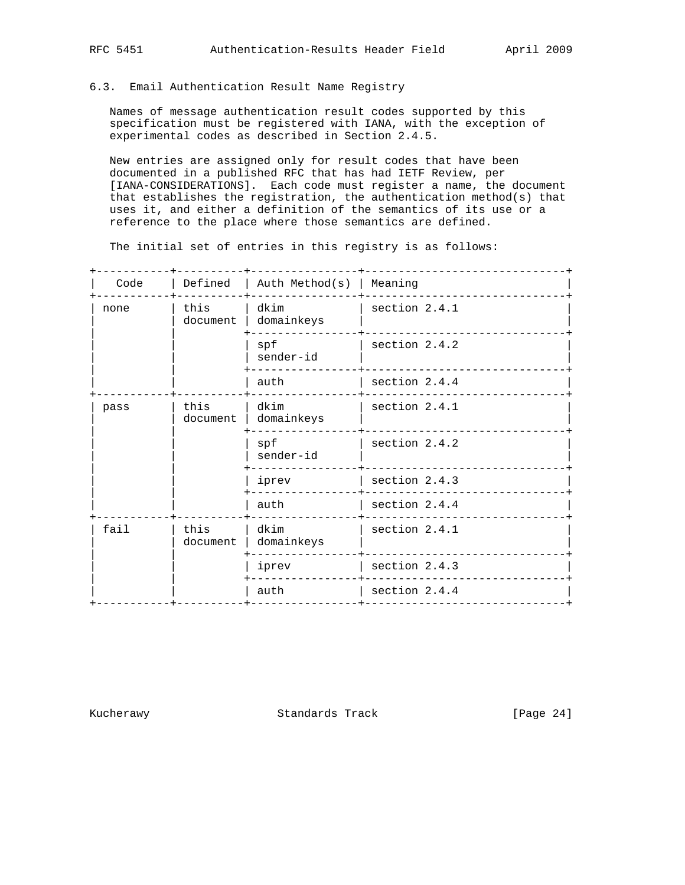### 6.3. Email Authentication Result Name Registry

Names of message authentication result codes supported by this specification must be registered with IANA, with the exception of experimental codes as described in Section 2.4.5.

New entries are assigned only for result codes that have been documented in a published RFC that has had IETF Review, per [IANA-CONSIDERATIONS]. Each code must register a name, the document that establishes the registration, the authentication method(s) that uses it, and either a definition of the semantics of its use or a reference to the place where those semantics are defined.

The initial set of entries in this registry is as follows:

| Code | Defined | Auth Method(s) | Meaning |
|---|---|---|---|
| none | this document | dkim domainkeys | section 2.4.1 |
| | | spf sender-id | section 2.4.2 |
| | | auth | section 2.4.4 |
| pass | this document | dkim domainkeys | section 2.4.1 |
| | | spf sender-id | section 2.4.2 |
| | | iprev | section 2.4.3 |
| | | auth | section 2.4.4 |
| fail | this document | dkim domainkeys | section 2.4.1 |
| | | iprev | section 2.4.3 |
| | | auth | section 2.4.4 |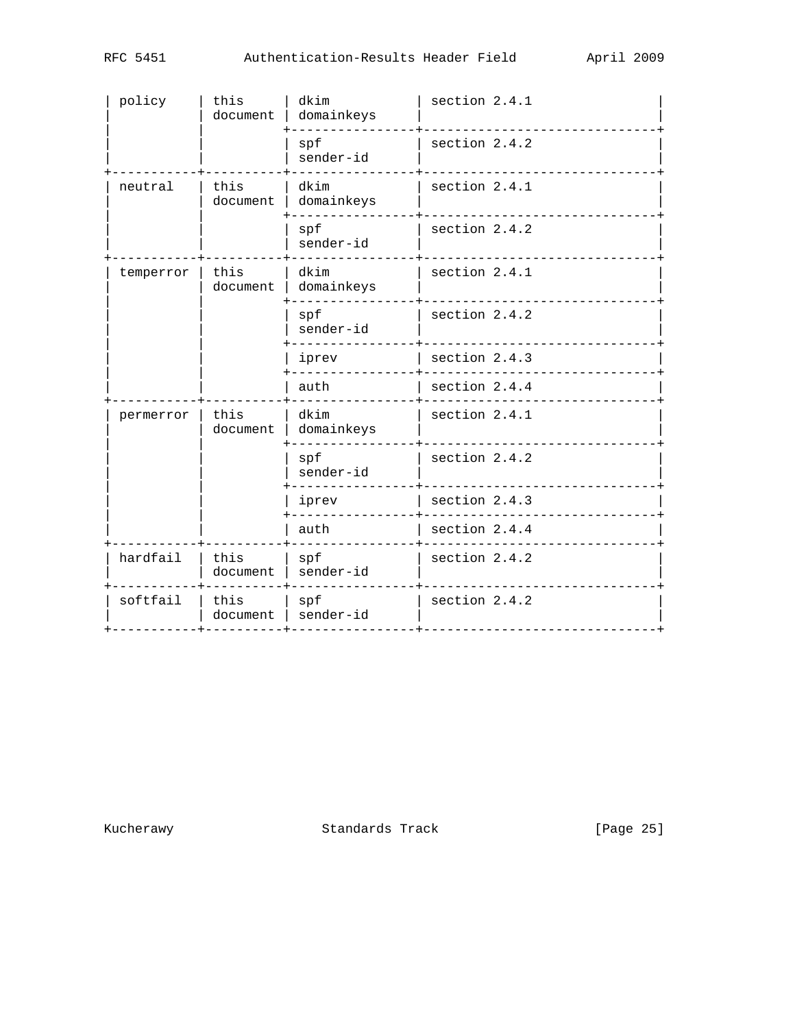| Code | Defined | Auth Method | Meaning |
| --- | --- | --- | --- |
| policy | this document | dkim domainkeys | section 2.4.1 |
| | | spf sender-id | section 2.4.2 |
| neutral | this document | dkim domainkeys | section 2.4.1 |
| | | spf sender-id | section 2.4.2 |
| temperror | this document | dkim domainkeys | section 2.4.1 |
| | | spf sender-id | section 2.4.2 |
| | | iprev | section 2.4.3 |
| | | auth | section 2.4.4 |
| permerror | this document | dkim domainkeys | section 2.4.1 |
| | | spf sender-id | section 2.4.2 |
| | | iprev | section 2.4.3 |
| | | auth | section 2.4.4 |
| hardfail | this document | spf sender-id | section 2.4.2 |
| softfail | this document | spf sender-id | section 2.4.2 |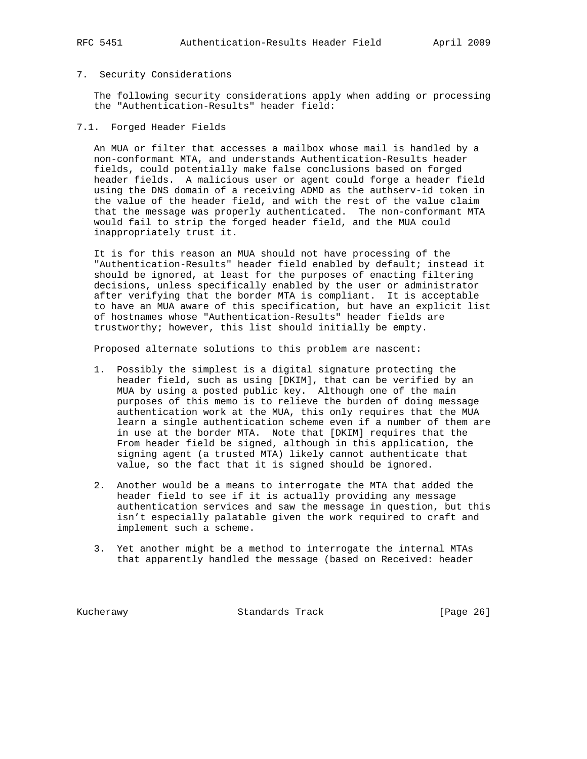## 7. Security Considerations

The following security considerations apply when adding or processing the "Authentication-Results" header field:

### 7.1. Forged Header Fields

An MUA or filter that accesses a mailbox whose mail is handled by a non-conformant MTA, and understands Authentication-Results header fields, could potentially make false conclusions based on forged header fields. A malicious user or agent could forge a header field using the DNS domain of a receiving ADMD as the authserv-id token in the value of the header field, and with the rest of the value claim that the message was properly authenticated. The non-conformant MTA would fail to strip the forged header field, and the MUA could inappropriately trust it.

It is for this reason an MUA should not have processing of the "Authentication-Results" header field enabled by default; instead it should be ignored, at least for the purposes of enacting filtering decisions, unless specifically enabled by the user or administrator after verifying that the border MTA is compliant. It is acceptable to have an MUA aware of this specification, but have an explicit list of hostnames whose "Authentication-Results" header fields are trustworthy; however, this list should initially be empty.

Proposed alternate solutions to this problem are nascent:

1. Possibly the simplest is a digital signature protecting the header field, such as using [DKIM], that can be verified by an MUA by using a posted public key. Although one of the main purposes of this memo is to relieve the burden of doing message authentication work at the MUA, this only requires that the MUA learn a single authentication scheme even if a number of them are in use at the border MTA. Note that [DKIM] requires that the From header field be signed, although in this application, the signing agent (a trusted MTA) likely cannot authenticate that value, so the fact that it is signed should be ignored.

2. Another would be a means to interrogate the MTA that added the header field to see if it is actually providing any message authentication services and saw the message in question, but this isn't especially palatable given the work required to craft and implement such a scheme.

3. Yet another might be a method to interrogate the internal MTAs that apparently handled the message (based on Received: header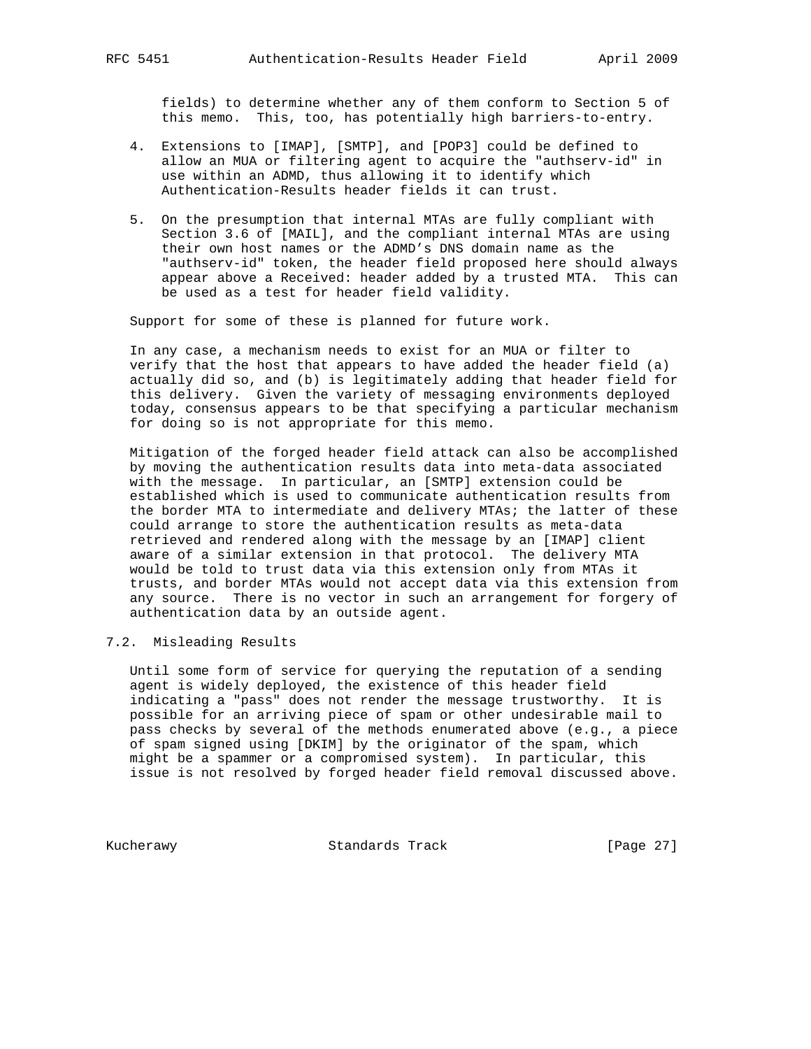fields) to determine whether any of them conform to Section 5 of this memo. This, too, has potentially high barriers-to-entry.

4. Extensions to [IMAP], [SMTP], and [POP3] could be defined to allow an MUA or filtering agent to acquire the "authserv-id" in use within an ADMD, thus allowing it to identify which Authentication-Results header fields it can trust.

5. On the presumption that internal MTAs are fully compliant with Section 3.6 of [MAIL], and the compliant internal MTAs are using their own host names or the ADMD's DNS domain name as the "authserv-id" token, the header field proposed here should always appear above a Received: header added by a trusted MTA. This can be used as a test for header field validity.

Support for some of these is planned for future work.

In any case, a mechanism needs to exist for an MUA or filter to verify that the host that appears to have added the header field (a) actually did so, and (b) is legitimately adding that header field for this delivery. Given the variety of messaging environments deployed today, consensus appears to be that specifying a particular mechanism for doing so is not appropriate for this memo.

Mitigation of the forged header field attack can also be accomplished by moving the authentication results data into meta-data associated with the message. In particular, an [SMTP] extension could be established which is used to communicate authentication results from the border MTA to intermediate and delivery MTAs; the latter of these could arrange to store the authentication results as meta-data retrieved and rendered along with the message by an [IMAP] client aware of a similar extension in that protocol. The delivery MTA would be told to trust data via this extension only from MTAs it trusts, and border MTAs would not accept data via this extension from any source. There is no vector in such an arrangement for forgery of authentication data by an outside agent.

## 7.2. Misleading Results

Until some form of service for querying the reputation of a sending agent is widely deployed, the existence of this header field indicating a "pass" does not render the message trustworthy. It is possible for an arriving piece of spam or other undesirable mail to pass checks by several of the methods enumerated above (e.g., a piece of spam signed using [DKIM] by the originator of the spam, which might be a spammer or a compromised system). In particular, this issue is not resolved by forged header field removal discussed above.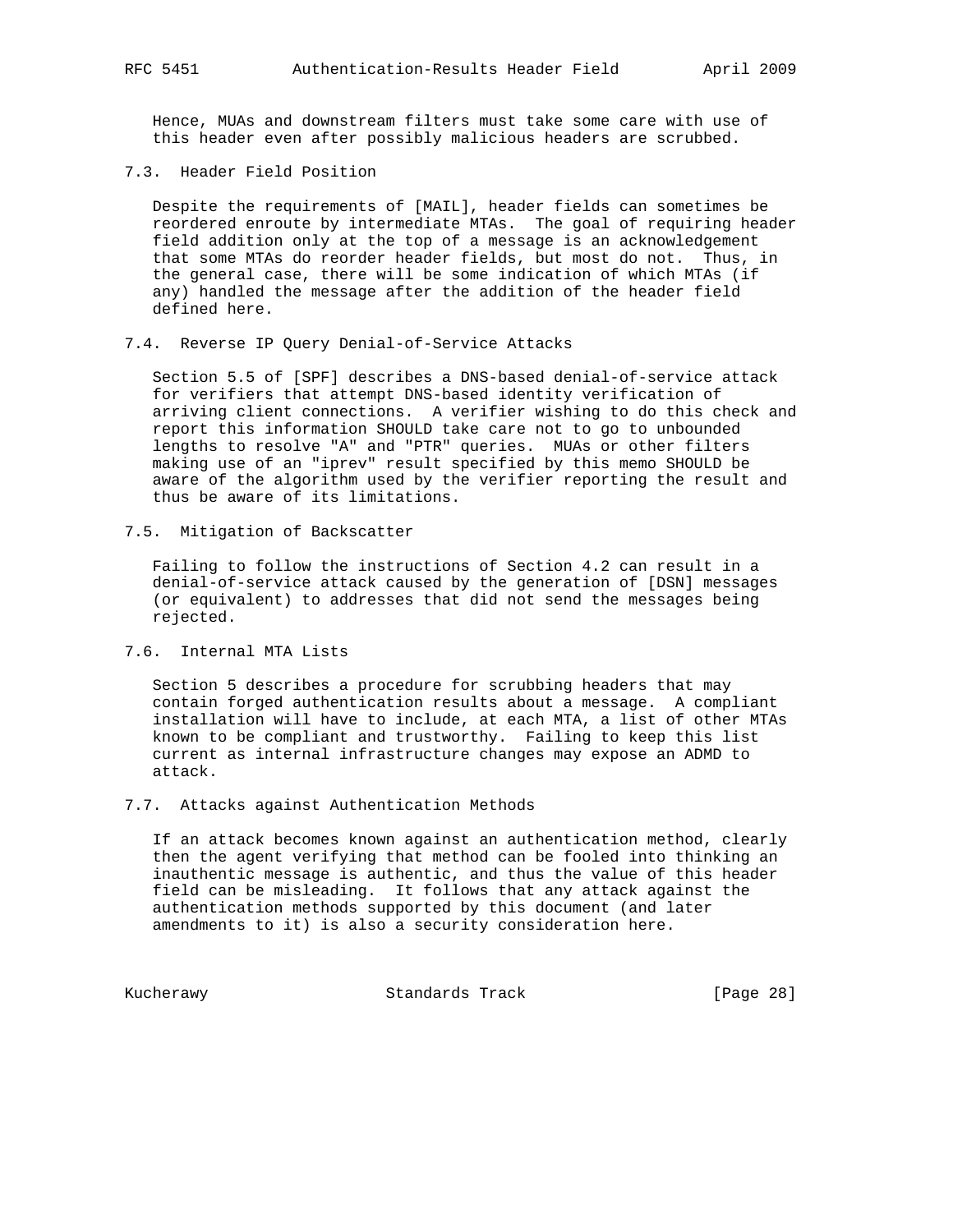Hence, MUAs and downstream filters must take some care with use of this header even after possibly malicious headers are scrubbed.

### 7.3. Header Field Position

Despite the requirements of [MAIL], header fields can sometimes be reordered enroute by intermediate MTAs. The goal of requiring header field addition only at the top of a message is an acknowledgement that some MTAs do reorder header fields, but most do not. Thus, in the general case, there will be some indication of which MTAs (if any) handled the message after the addition of the header field defined here.

### 7.4. Reverse IP Query Denial-of-Service Attacks

Section 5.5 of [SPF] describes a DNS-based denial-of-service attack for verifiers that attempt DNS-based identity verification of arriving client connections. A verifier wishing to do this check and report this information SHOULD take care not to go to unbounded lengths to resolve "A" and "PTR" queries. MUAs or other filters making use of an "iprev" result specified by this memo SHOULD be aware of the algorithm used by the verifier reporting the result and thus be aware of its limitations.

### 7.5. Mitigation of Backscatter

Failing to follow the instructions of Section 4.2 can result in a denial-of-service attack caused by the generation of [DSN] messages (or equivalent) to addresses that did not send the messages being rejected.

### 7.6. Internal MTA Lists

Section 5 describes a procedure for scrubbing headers that may contain forged authentication results about a message. A compliant installation will have to include, at each MTA, a list of other MTAs known to be compliant and trustworthy. Failing to keep this list current as internal infrastructure changes may expose an ADMD to attack.

### 7.7. Attacks against Authentication Methods

If an attack becomes known against an authentication method, clearly then the agent verifying that method can be fooled into thinking an inauthentic message is authentic, and thus the value of this header field can be misleading. It follows that any attack against the authentication methods supported by this document (and later amendments to it) is also a security consideration here.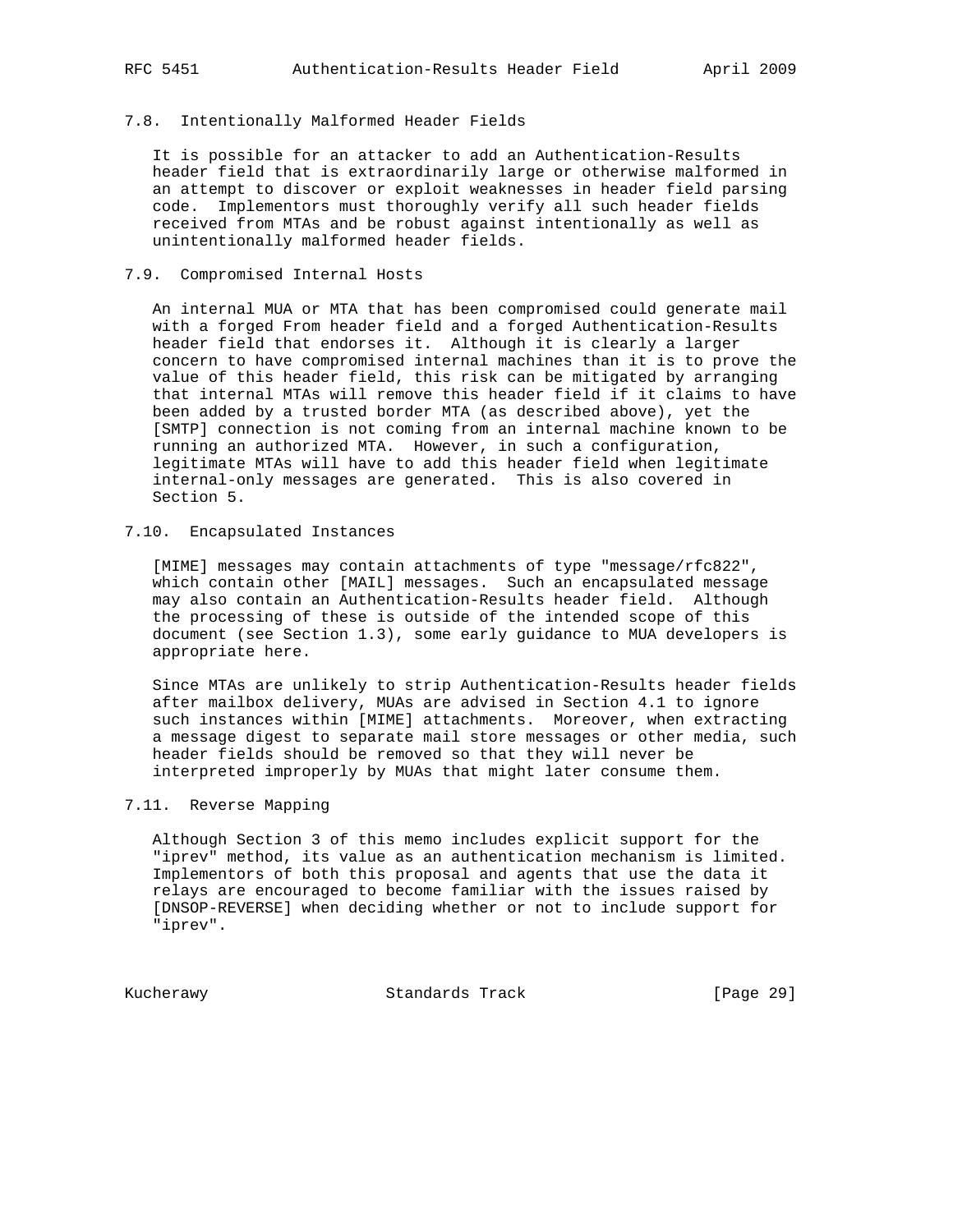### 7.8. Intentionally Malformed Header Fields

It is possible for an attacker to add an Authentication-Results header field that is extraordinarily large or otherwise malformed in an attempt to discover or exploit weaknesses in header field parsing code. Implementors must thoroughly verify all such header fields received from MTAs and be robust against intentionally as well as unintentionally malformed header fields.

### 7.9. Compromised Internal Hosts

An internal MUA or MTA that has been compromised could generate mail with a forged From header field and a forged Authentication-Results header field that endorses it. Although it is clearly a larger concern to have compromised internal machines than it is to prove the value of this header field, this risk can be mitigated by arranging that internal MTAs will remove this header field if it claims to have been added by a trusted border MTA (as described above), yet the [SMTP] connection is not coming from an internal machine known to be running an authorized MTA. However, in such a configuration, legitimate MTAs will have to add this header field when legitimate internal-only messages are generated. This is also covered in Section 5.

### 7.10. Encapsulated Instances

[MIME] messages may contain attachments of type "message/rfc822", which contain other [MAIL] messages. Such an encapsulated message may also contain an Authentication-Results header field. Although the processing of these is outside of the intended scope of this document (see Section 1.3), some early guidance to MUA developers is appropriate here.

Since MTAs are unlikely to strip Authentication-Results header fields after mailbox delivery, MUAs are advised in Section 4.1 to ignore such instances within [MIME] attachments. Moreover, when extracting a message digest to separate mail store messages or other media, such header fields should be removed so that they will never be interpreted improperly by MUAs that might later consume them.

### 7.11. Reverse Mapping

Although Section 3 of this memo includes explicit support for the "iprev" method, its value as an authentication mechanism is limited. Implementors of both this proposal and agents that use the data it relays are encouraged to become familiar with the issues raised by [DNSOP-REVERSE] when deciding whether or not to include support for "iprev".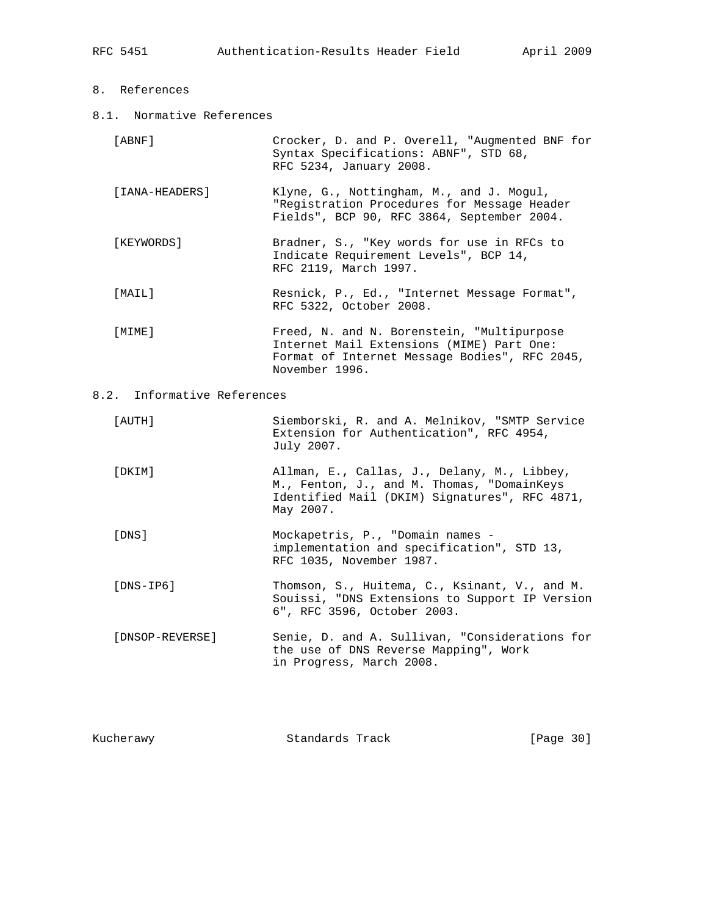# 8. References

## 8.1. Normative References

[ABNF] Crocker, D. and P. Overell, "Augmented BNF for Syntax Specifications: ABNF", STD 68, RFC 5234, January 2008.

[IANA-HEADERS] Klyne, G., Nottingham, M., and J. Mogul, "Registration Procedures for Message Header Fields", BCP 90, RFC 3864, September 2004.

[KEYWORDS] Bradner, S., "Key words for use in RFCs to Indicate Requirement Levels", BCP 14, RFC 2119, March 1997.

[MAIL] Resnick, P., Ed., "Internet Message Format", RFC 5322, October 2008.

[MIME] Freed, N. and N. Borenstein, "Multipurpose Internet Mail Extensions (MIME) Part One: Format of Internet Message Bodies", RFC 2045, November 1996.

## 8.2. Informative References

[AUTH] Siemborski, R. and A. Melnikov, "SMTP Service Extension for Authentication", RFC 4954, July 2007.

[DKIM] Allman, E., Callas, J., Delany, M., Libbey, M., Fenton, J., and M. Thomas, "DomainKeys Identified Mail (DKIM) Signatures", RFC 4871, May 2007.

[DNS] Mockapetris, P., "Domain names - implementation and specification", STD 13, RFC 1035, November 1987.

[DNS-IP6] Thomson, S., Huitema, C., Ksinant, V., and M. Souissi, "DNS Extensions to Support IP Version 6", RFC 3596, October 2003.

[DNSOP-REVERSE] Senie, D. and A. Sullivan, "Considerations for the use of DNS Reverse Mapping", Work in Progress, March 2008.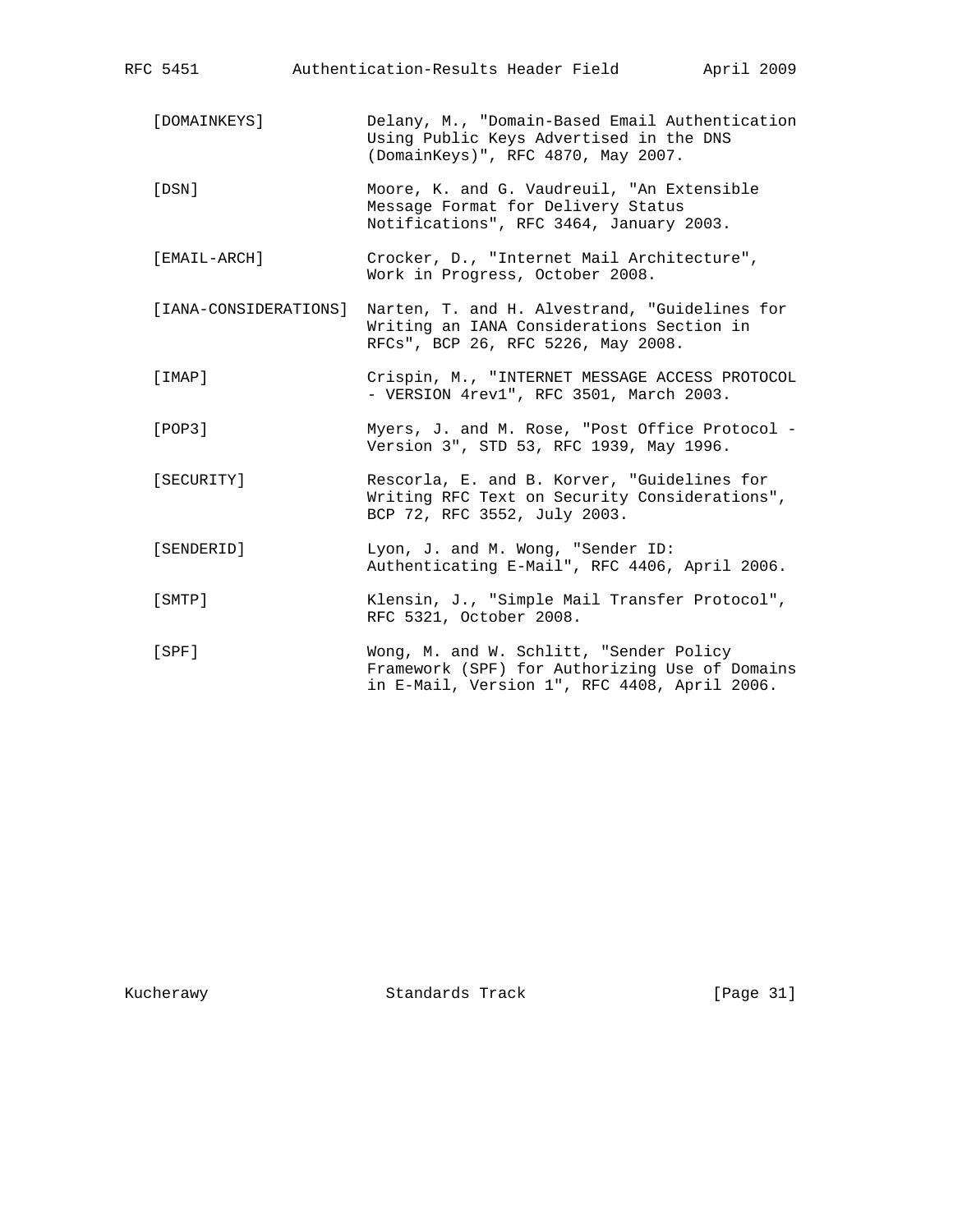[DOMAINKEYS] Delany, M., "Domain-Based Email Authentication Using Public Keys Advertised in the DNS (DomainKeys)", RFC 4870, May 2007.

[DSN] Moore, K. and G. Vaudreuil, "An Extensible Message Format for Delivery Status Notifications", RFC 3464, January 2003.

[EMAIL-ARCH] Crocker, D., "Internet Mail Architecture", Work in Progress, October 2008.

[IANA-CONSIDERATIONS] Narten, T. and H. Alvestrand, "Guidelines for Writing an IANA Considerations Section in RFCs", BCP 26, RFC 5226, May 2008.

[IMAP] Crispin, M., "INTERNET MESSAGE ACCESS PROTOCOL - VERSION 4rev1", RFC 3501, March 2003.

[POP3] Myers, J. and M. Rose, "Post Office Protocol - Version 3", STD 53, RFC 1939, May 1996.

[SECURITY] Rescorla, E. and B. Korver, "Guidelines for Writing RFC Text on Security Considerations", BCP 72, RFC 3552, July 2003.

[SENDERID] Lyon, J. and M. Wong, "Sender ID: Authenticating E-Mail", RFC 4406, April 2006.

[SMTP] Klensin, J., "Simple Mail Transfer Protocol", RFC 5321, October 2008.

[SPF] Wong, M. and W. Schlitt, "Sender Policy Framework (SPF) for Authorizing Use of Domains in E-Mail, Version 1", RFC 4408, April 2006.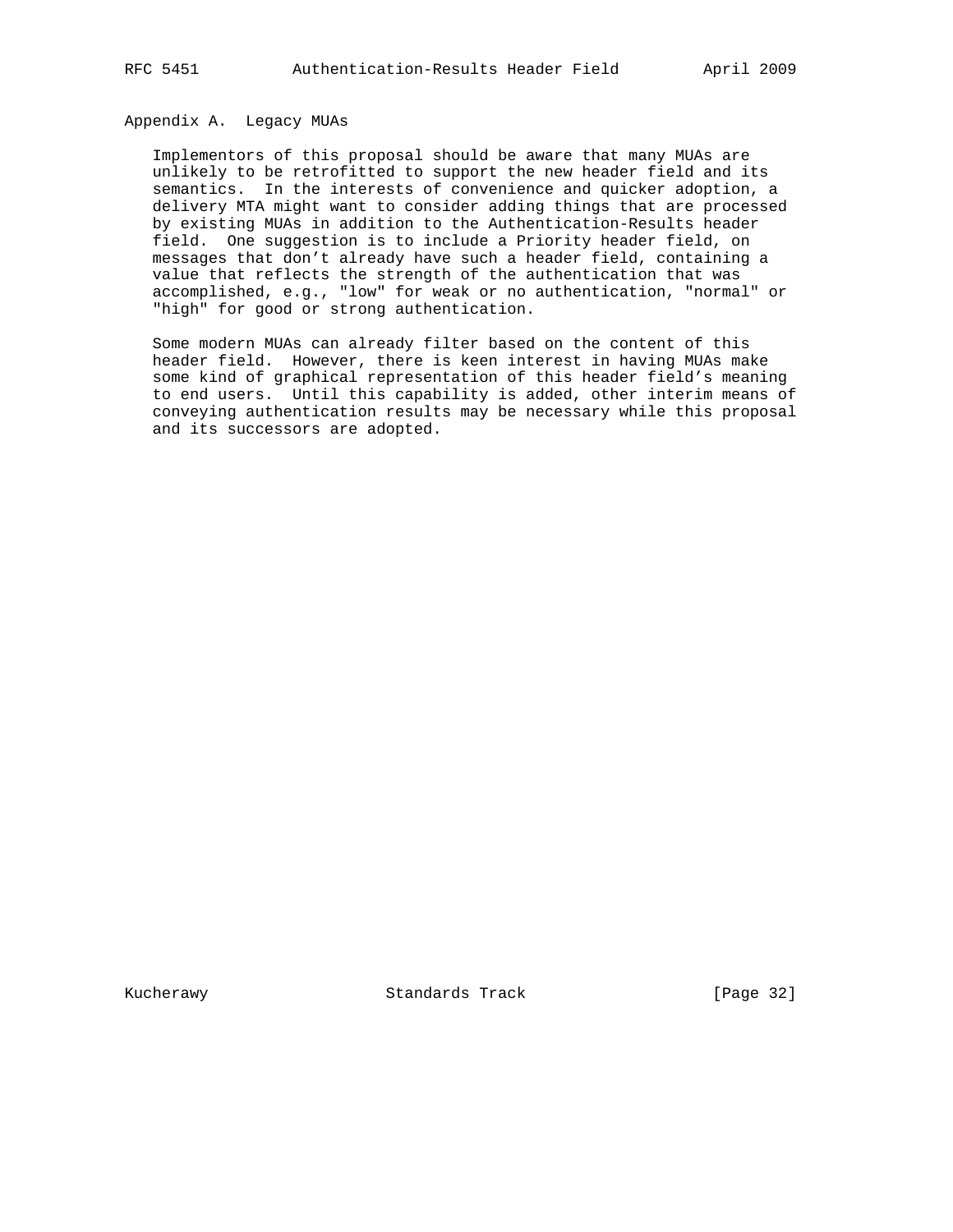# Appendix A. Legacy MUAs

Implementors of this proposal should be aware that many MUAs are unlikely to be retrofitted to support the new header field and its semantics. In the interests of convenience and quicker adoption, a delivery MTA might want to consider adding things that are processed by existing MUAs in addition to the Authentication-Results header field. One suggestion is to include a Priority header field, on messages that don't already have such a header field, containing a value that reflects the strength of the authentication that was accomplished, e.g., "low" for weak or no authentication, "normal" or "high" for good or strong authentication.

Some modern MUAs can already filter based on the content of this header field. However, there is keen interest in having MUAs make some kind of graphical representation of this header field's meaning to end users. Until this capability is added, other interim means of conveying authentication results may be necessary while this proposal and its successors are adopted.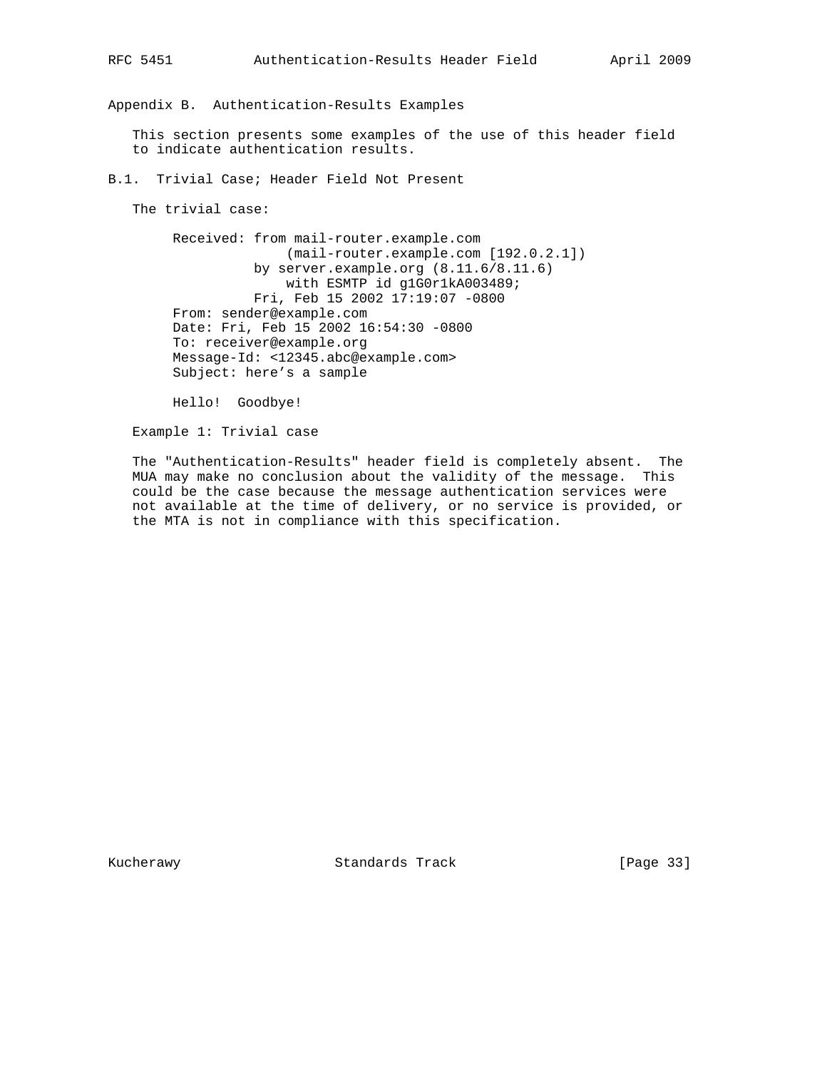# Appendix B. Authentication-Results Examples

This section presents some examples of the use of this header field to indicate authentication results.

## B.1. Trivial Case; Header Field Not Present

The trivial case:

```
     Received: from mail-router.example.com
                   (mail-router.example.com [192.0.2.1])
               by server.example.org (8.11.6/8.11.6)
                   with ESMTP id g1G0r1kA003489;
               Fri, Feb 15 2002 17:19:07 -0800
     From: sender@example.com
     Date: Fri, Feb 15 2002 16:54:30 -0800
     To: receiver@example.org
     Message-Id: <12345.abc@example.com>
     Subject: here's a sample

     Hello!  Goodbye!
```

Example 1: Trivial case

The "Authentication-Results" header field is completely absent. The MUA may make no conclusion about the validity of the message. This could be the case because the message authentication services were not available at the time of delivery, or no service is provided, or the MTA is not in compliance with this specification.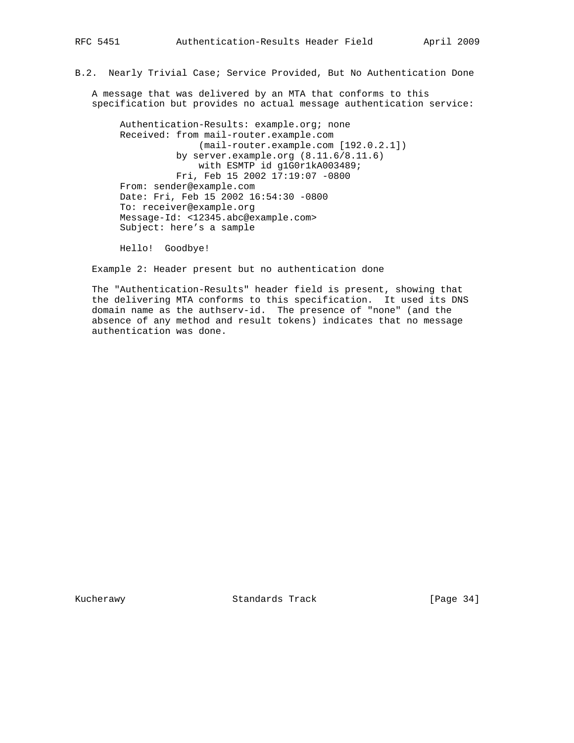## B.2. Nearly Trivial Case; Service Provided, But No Authentication Done

A message that was delivered by an MTA that conforms to this specification but provides no actual message authentication service:

```
Authentication-Results: example.org; none
Received: from mail-router.example.com
              (mail-router.example.com [192.0.2.1])
          by server.example.org (8.11.6/8.11.6)
              with ESMTP id g1G0r1kA003489;
          Fri, Feb 15 2002 17:19:07 -0800
From: sender@example.com
Date: Fri, Feb 15 2002 16:54:30 -0800
To: receiver@example.org
Message-Id: <12345.abc@example.com>
Subject: here's a sample

Hello!  Goodbye!
```

Example 2: Header present but no authentication done

The "Authentication-Results" header field is present, showing that the delivering MTA conforms to this specification. It used its DNS domain name as the authserv-id. The presence of "none" (and the absence of any method and result tokens) indicates that no message authentication was done.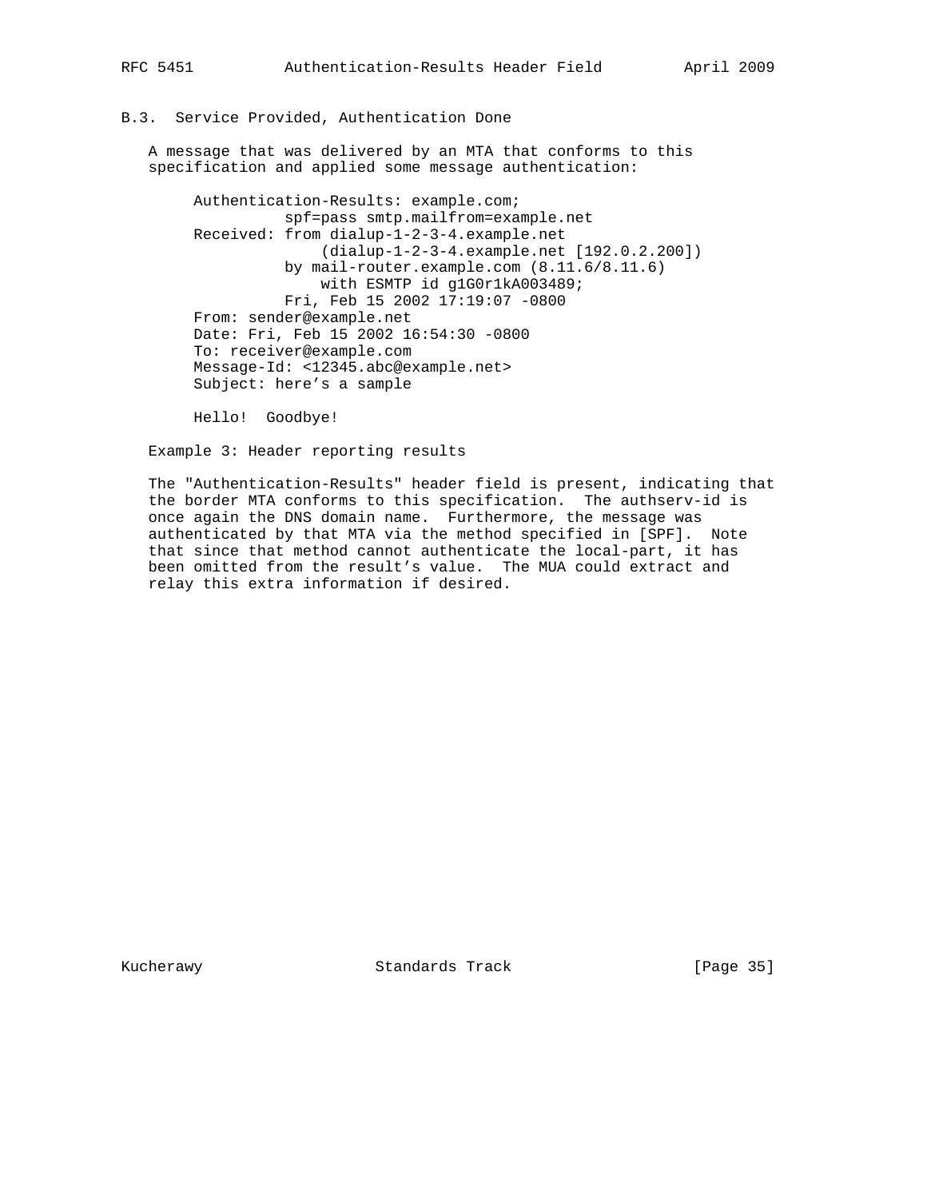### B.3. Service Provided, Authentication Done

A message that was delivered by an MTA that conforms to this specification and applied some message authentication:

```
     Authentication-Results: example.com;
               spf=pass smtp.mailfrom=example.net
     Received: from dialup-1-2-3-4.example.net
                   (dialup-1-2-3-4.example.net [192.0.2.200])
               by mail-router.example.com (8.11.6/8.11.6)
                   with ESMTP id g1G0r1kA003489;
               Fri, Feb 15 2002 17:19:07 -0800
     From: sender@example.net
     Date: Fri, Feb 15 2002 16:54:30 -0800
     To: receiver@example.com
     Message-Id: <12345.abc@example.net>
     Subject: here's a sample

     Hello!  Goodbye!
```

Example 3: Header reporting results

The "Authentication-Results" header field is present, indicating that the border MTA conforms to this specification. The authserv-id is once again the DNS domain name. Furthermore, the message was authenticated by that MTA via the method specified in [SPF]. Note that since that method cannot authenticate the local-part, it has been omitted from the result's value. The MUA could extract and relay this extra information if desired.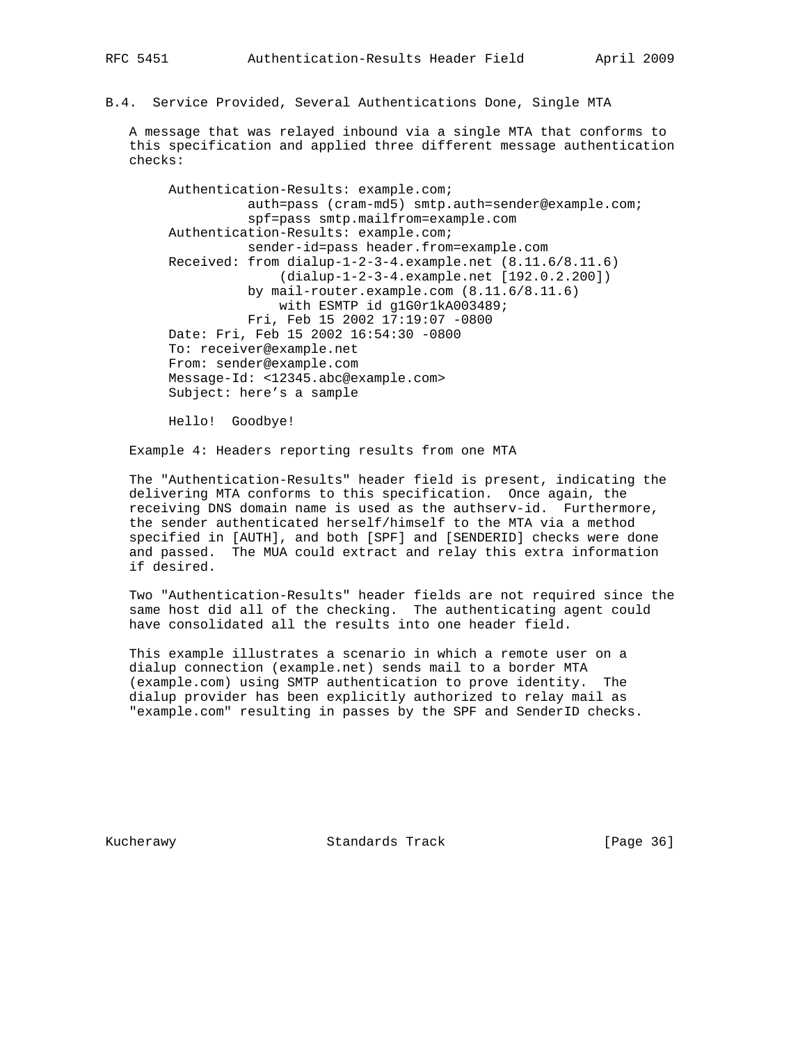### B.4. Service Provided, Several Authentications Done, Single MTA

A message that was relayed inbound via a single MTA that conforms to this specification and applied three different message authentication checks:

```
Authentication-Results: example.com;
          auth=pass (cram-md5) smtp.auth=sender@example.com;
          spf=pass smtp.mailfrom=example.com
Authentication-Results: example.com;
          sender-id=pass header.from=example.com
Received: from dialup-1-2-3-4.example.net (8.11.6/8.11.6)
              (dialup-1-2-3-4.example.net [192.0.2.200])
          by mail-router.example.com (8.11.6/8.11.6)
              with ESMTP id g1G0r1kA003489;
          Fri, Feb 15 2002 17:19:07 -0800
Date: Fri, Feb 15 2002 16:54:30 -0800
To: receiver@example.net
From: sender@example.com
Message-Id: <12345.abc@example.com>
Subject: here's a sample

Hello!  Goodbye!
```

Example 4: Headers reporting results from one MTA

The "Authentication-Results" header field is present, indicating the delivering MTA conforms to this specification. Once again, the receiving DNS domain name is used as the authserv-id. Furthermore, the sender authenticated herself/himself to the MTA via a method specified in [AUTH], and both [SPF] and [SENDERID] checks were done and passed. The MUA could extract and relay this extra information if desired.

Two "Authentication-Results" header fields are not required since the same host did all of the checking. The authenticating agent could have consolidated all the results into one header field.

This example illustrates a scenario in which a remote user on a dialup connection (example.net) sends mail to a border MTA (example.com) using SMTP authentication to prove identity. The dialup provider has been explicitly authorized to relay mail as "example.com" resulting in passes by the SPF and SenderID checks.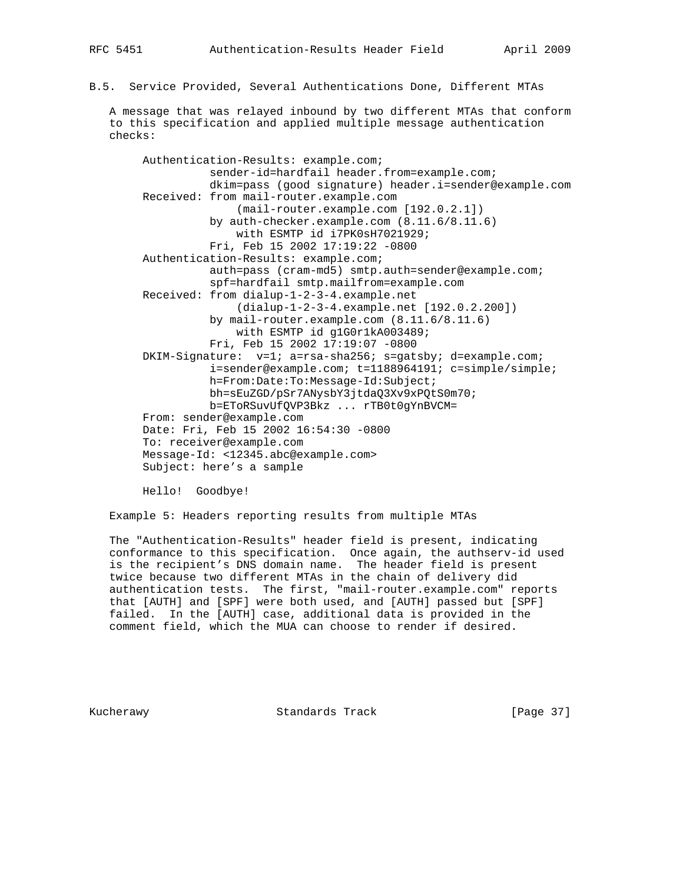### B.5. Service Provided, Several Authentications Done, Different MTAs

A message that was relayed inbound by two different MTAs that conform to this specification and applied multiple message authentication checks:

```
Authentication-Results: example.com;
          sender-id=hardfail header.from=example.com;
          dkim=pass (good signature) header.i=sender@example.com
Received: from mail-router.example.com
              (mail-router.example.com [192.0.2.1])
          by auth-checker.example.com (8.11.6/8.11.6)
              with ESMTP id i7PK0sH7021929;
          Fri, Feb 15 2002 17:19:22 -0800
Authentication-Results: example.com;
          auth=pass (cram-md5) smtp.auth=sender@example.com;
          spf=hardfail smtp.mailfrom=example.com
Received: from dialup-1-2-3-4.example.net
              (dialup-1-2-3-4.example.net [192.0.2.200])
          by mail-router.example.com (8.11.6/8.11.6)
              with ESMTP id g1G0r1kA003489;
          Fri, Feb 15 2002 17:19:07 -0800
DKIM-Signature:  v=1; a=rsa-sha256; s=gatsby; d=example.com;
          i=sender@example.com; t=1188964191; c=simple/simple;
          h=From:Date:To:Message-Id:Subject;
          bh=sEuZGD/pSr7ANysbY3jtdaQ3Xv9xPQtS0m70;
          b=EToRSuvUfQVP3Bkz ... rTB0t0gYnBVCM=
From: sender@example.com
Date: Fri, Feb 15 2002 16:54:30 -0800
To: receiver@example.com
Message-Id: <12345.abc@example.com>
Subject: here's a sample

Hello!  Goodbye!
```

Example 5: Headers reporting results from multiple MTAs

The "Authentication-Results" header field is present, indicating conformance to this specification. Once again, the authserv-id used is the recipient's DNS domain name. The header field is present twice because two different MTAs in the chain of delivery did authentication tests. The first, "mail-router.example.com" reports that [AUTH] and [SPF] were both used, and [AUTH] passed but [SPF] failed. In the [AUTH] case, additional data is provided in the comment field, which the MUA can choose to render if desired.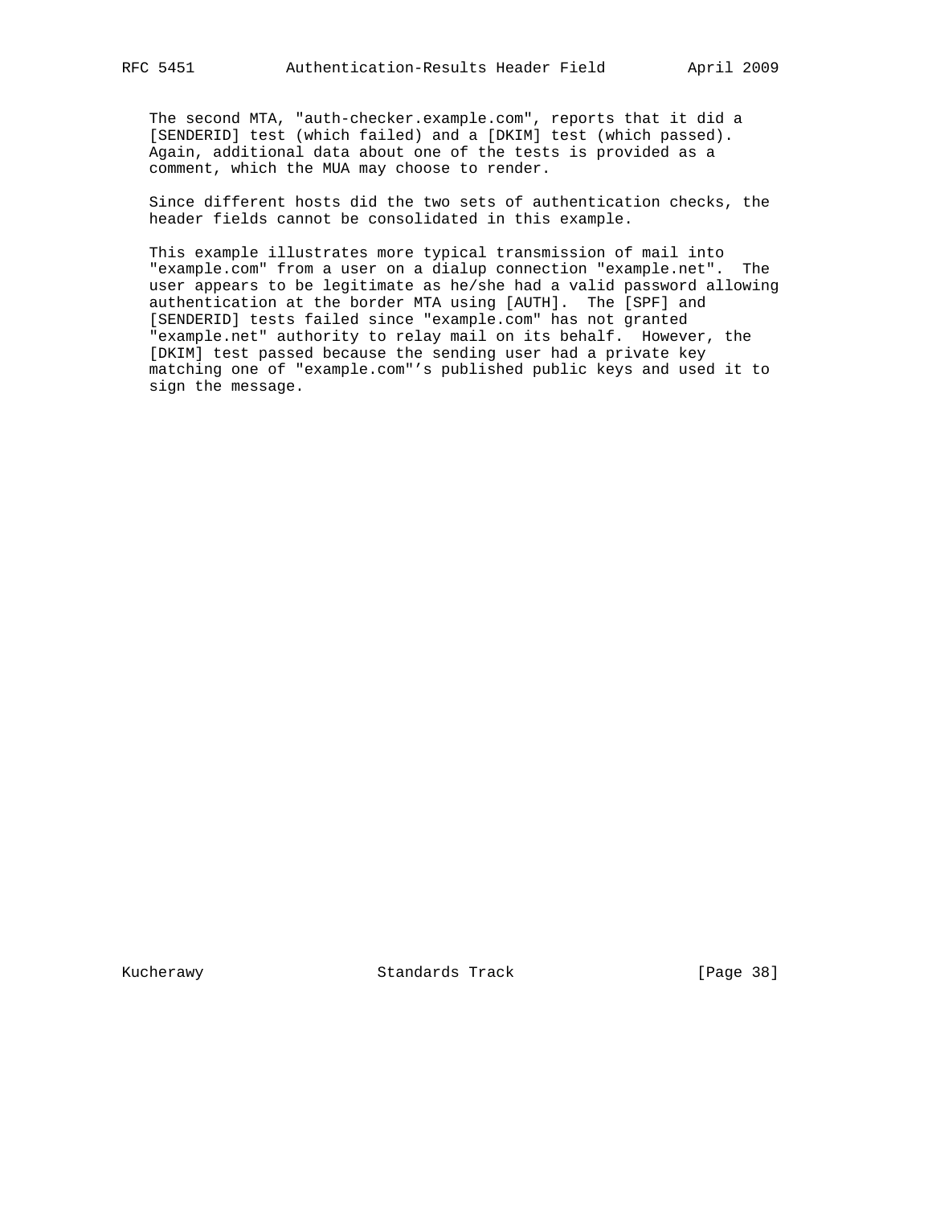The second MTA, "auth-checker.example.com", reports that it did a [SENDERID] test (which failed) and a [DKIM] test (which passed). Again, additional data about one of the tests is provided as a comment, which the MUA may choose to render.

Since different hosts did the two sets of authentication checks, the header fields cannot be consolidated in this example.

This example illustrates more typical transmission of mail into "example.com" from a user on a dialup connection "example.net". The user appears to be legitimate as he/she had a valid password allowing authentication at the border MTA using [AUTH]. The [SPF] and [SENDERID] tests failed since "example.com" has not granted "example.net" authority to relay mail on its behalf. However, the [DKIM] test passed because the sending user had a private key matching one of "example.com"'s published public keys and used it to sign the message.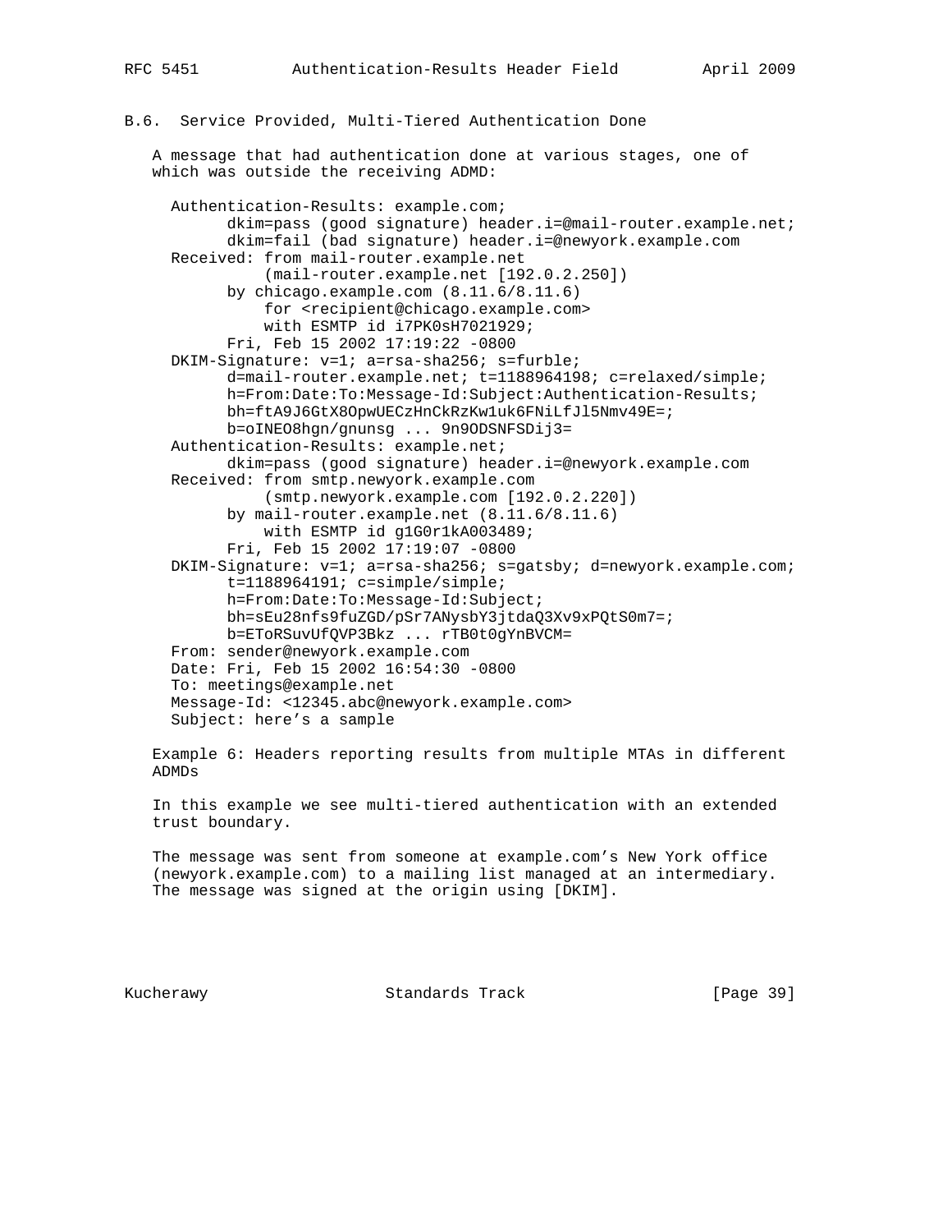## B.6. Service Provided, Multi-Tiered Authentication Done

A message that had authentication done at various stages, one of which was outside the receiving ADMD:

```
Authentication-Results: example.com;
      dkim=pass (good signature) header.i=@mail-router.example.net;
      dkim=fail (bad signature) header.i=@newyork.example.com
Received: from mail-router.example.net
          (mail-router.example.net [192.0.2.250])
      by chicago.example.com (8.11.6/8.11.6)
          for <recipient@chicago.example.com>
          with ESMTP id i7PK0sH7021929;
      Fri, Feb 15 2002 17:19:22 -0800
DKIM-Signature: v=1; a=rsa-sha256; s=furble;
      d=mail-router.example.net; t=1188964198; c=relaxed/simple;
      h=From:Date:To:Message-Id:Subject:Authentication-Results;
      bh=ftA9J6GtX8OpwUECzHnCkRzKw1uk6FNiLfJl5Nmv49E=;
      b=oINEO8hgn/gnunsg ... 9n9ODSNFSDij3=
Authentication-Results: example.net;
      dkim=pass (good signature) header.i=@newyork.example.com
Received: from smtp.newyork.example.com
          (smtp.newyork.example.com [192.0.2.220])
      by mail-router.example.net (8.11.6/8.11.6)
          with ESMTP id g1G0r1kA003489;
      Fri, Feb 15 2002 17:19:07 -0800
DKIM-Signature: v=1; a=rsa-sha256; s=gatsby; d=newyork.example.com;
      t=1188964191; c=simple/simple;
      h=From:Date:To:Message-Id:Subject;
      bh=sEu28nfs9fuZGD/pSr7ANysbY3jtdaQ3Xv9xPQtS0m7=;
      b=EToRSuvUfQVP3Bkz ... rTB0t0gYnBVCM=
From: sender@newyork.example.com
Date: Fri, Feb 15 2002 16:54:30 -0800
To: meetings@example.net
Message-Id: <12345.abc@newyork.example.com>
Subject: here's a sample
```

Example 6: Headers reporting results from multiple MTAs in different ADMDs

In this example we see multi-tiered authentication with an extended trust boundary.

The message was sent from someone at example.com's New York office (newyork.example.com) to a mailing list managed at an intermediary. The message was signed at the origin using [DKIM].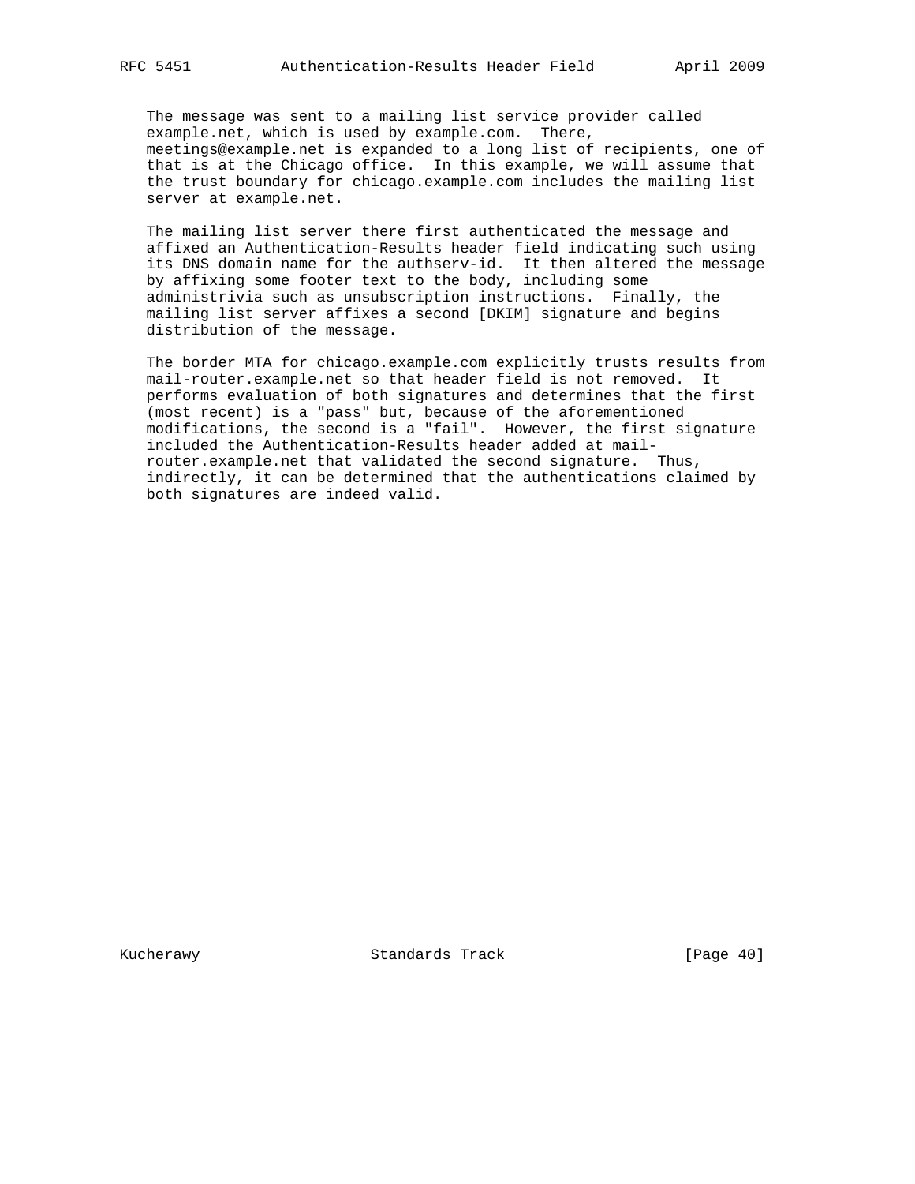The message was sent to a mailing list service provider called example.net, which is used by example.com. There, meetings@example.net is expanded to a long list of recipients, one of that is at the Chicago office. In this example, we will assume that the trust boundary for chicago.example.com includes the mailing list server at example.net.

The mailing list server there first authenticated the message and affixed an Authentication-Results header field indicating such using its DNS domain name for the authserv-id. It then altered the message by affixing some footer text to the body, including some administrivia such as unsubscription instructions. Finally, the mailing list server affixes a second [DKIM] signature and begins distribution of the message.

The border MTA for chicago.example.com explicitly trusts results from mail-router.example.net so that header field is not removed. It performs evaluation of both signatures and determines that the first (most recent) is a "pass" but, because of the aforementioned modifications, the second is a "fail". However, the first signature included the Authentication-Results header added at mail-router.example.net that validated the second signature. Thus, indirectly, it can be determined that the authentications claimed by both signatures are indeed valid.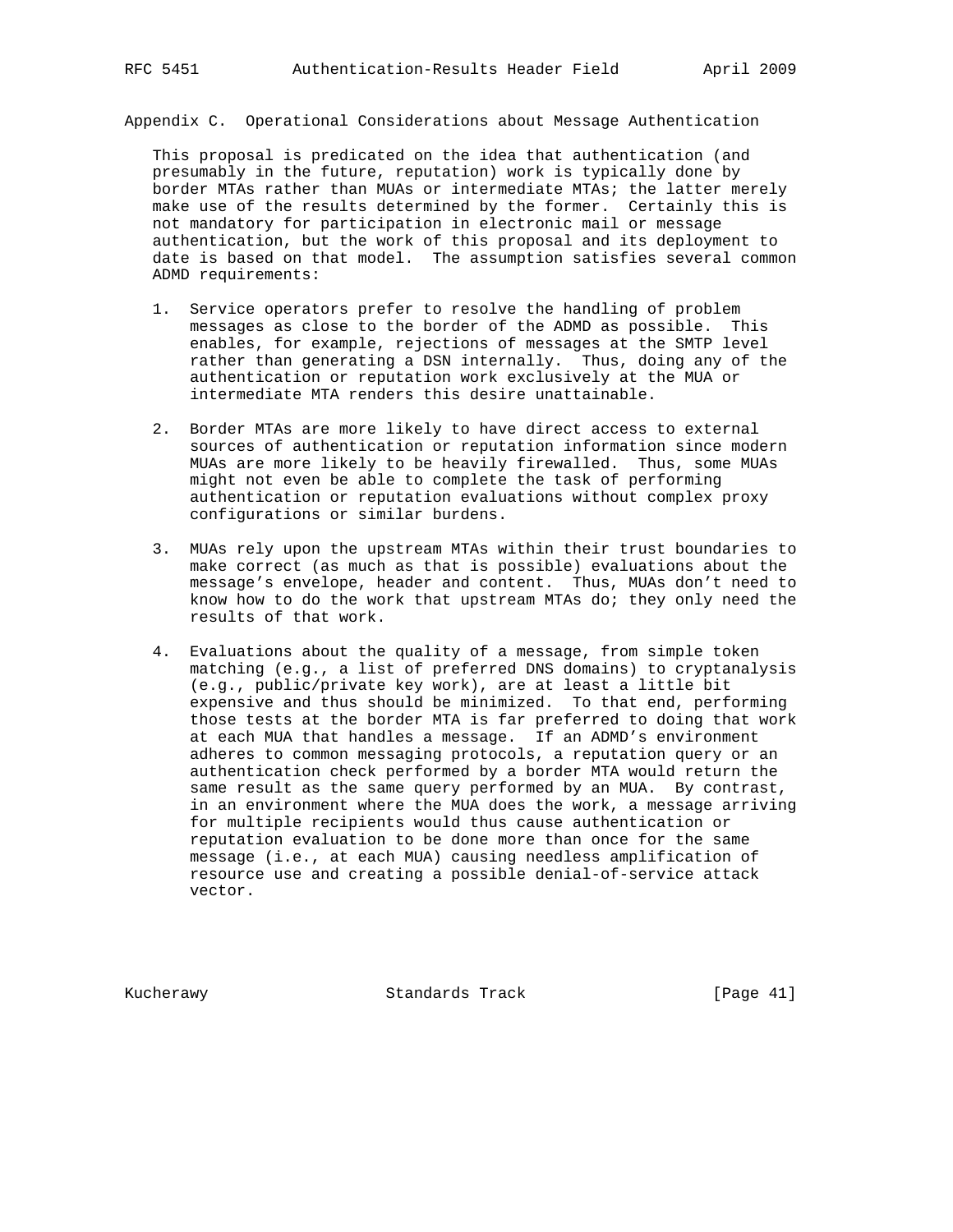## Appendix C. Operational Considerations about Message Authentication

This proposal is predicated on the idea that authentication (and presumably in the future, reputation) work is typically done by border MTAs rather than MUAs or intermediate MTAs; the latter merely make use of the results determined by the former. Certainly this is not mandatory for participation in electronic mail or message authentication, but the work of this proposal and its deployment to date is based on that model. The assumption satisfies several common ADMD requirements:

1. Service operators prefer to resolve the handling of problem messages as close to the border of the ADMD as possible. This enables, for example, rejections of messages at the SMTP level rather than generating a DSN internally. Thus, doing any of the authentication or reputation work exclusively at the MUA or intermediate MTA renders this desire unattainable.

2. Border MTAs are more likely to have direct access to external sources of authentication or reputation information since modern MUAs are more likely to be heavily firewalled. Thus, some MUAs might not even be able to complete the task of performing authentication or reputation evaluations without complex proxy configurations or similar burdens.

3. MUAs rely upon the upstream MTAs within their trust boundaries to make correct (as much as that is possible) evaluations about the message's envelope, header and content. Thus, MUAs don't need to know how to do the work that upstream MTAs do; they only need the results of that work.

4. Evaluations about the quality of a message, from simple token matching (e.g., a list of preferred DNS domains) to cryptanalysis (e.g., public/private key work), are at least a little bit expensive and thus should be minimized. To that end, performing those tests at the border MTA is far preferred to doing that work at each MUA that handles a message. If an ADMD's environment adheres to common messaging protocols, a reputation query or an authentication check performed by a border MTA would return the same result as the same query performed by an MUA. By contrast, in an environment where the MUA does the work, a message arriving for multiple recipients would thus cause authentication or reputation evaluation to be done more than once for the same message (i.e., at each MUA) causing needless amplification of resource use and creating a possible denial-of-service attack vector.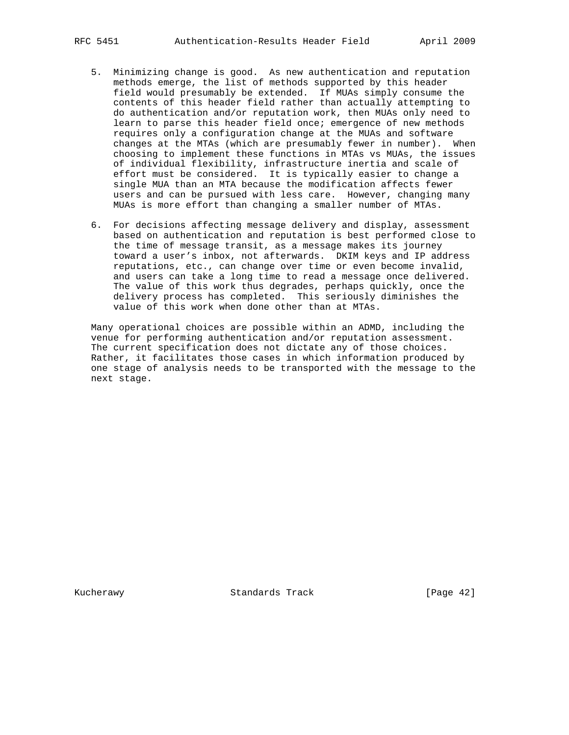5. Minimizing change is good. As new authentication and reputation methods emerge, the list of methods supported by this header field would presumably be extended. If MUAs simply consume the contents of this header field rather than actually attempting to do authentication and/or reputation work, then MUAs only need to learn to parse this header field once; emergence of new methods requires only a configuration change at the MUAs and software changes at the MTAs (which are presumably fewer in number). When choosing to implement these functions in MTAs vs MUAs, the issues of individual flexibility, infrastructure inertia and scale of effort must be considered. It is typically easier to change a single MUA than an MTA because the modification affects fewer users and can be pursued with less care. However, changing many MUAs is more effort than changing a smaller number of MTAs.

6. For decisions affecting message delivery and display, assessment based on authentication and reputation is best performed close to the time of message transit, as a message makes its journey toward a user's inbox, not afterwards. DKIM keys and IP address reputations, etc., can change over time or even become invalid, and users can take a long time to read a message once delivered. The value of this work thus degrades, perhaps quickly, once the delivery process has completed. This seriously diminishes the value of this work when done other than at MTAs.

Many operational choices are possible within an ADMD, including the venue for performing authentication and/or reputation assessment. The current specification does not dictate any of those choices. Rather, it facilitates those cases in which information produced by one stage of analysis needs to be transported with the message to the next stage.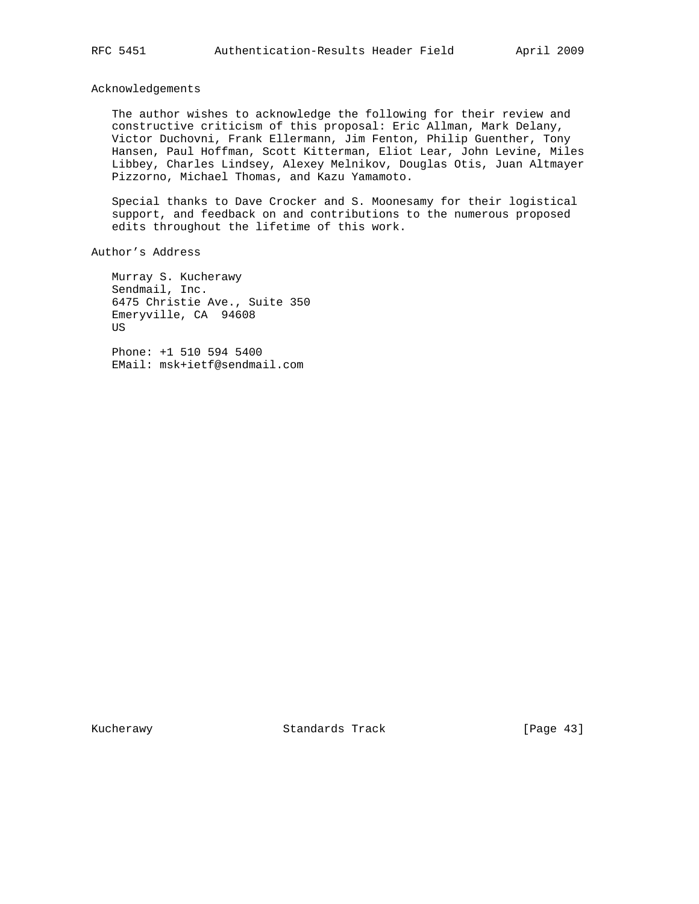## Acknowledgements

The author wishes to acknowledge the following for their review and constructive criticism of this proposal: Eric Allman, Mark Delany, Victor Duchovni, Frank Ellermann, Jim Fenton, Philip Guenther, Tony Hansen, Paul Hoffman, Scott Kitterman, Eliot Lear, John Levine, Miles Libbey, Charles Lindsey, Alexey Melnikov, Douglas Otis, Juan Altmayer Pizzorno, Michael Thomas, and Kazu Yamamoto.

Special thanks to Dave Crocker and S. Moonesamy for their logistical support, and feedback on and contributions to the numerous proposed edits throughout the lifetime of this work.

## Author's Address

Murray S. Kucherawy
Sendmail, Inc.
6475 Christie Ave., Suite 350
Emeryville, CA  94608
US

Phone: +1 510 594 5400
EMail: msk+ietf@sendmail.com